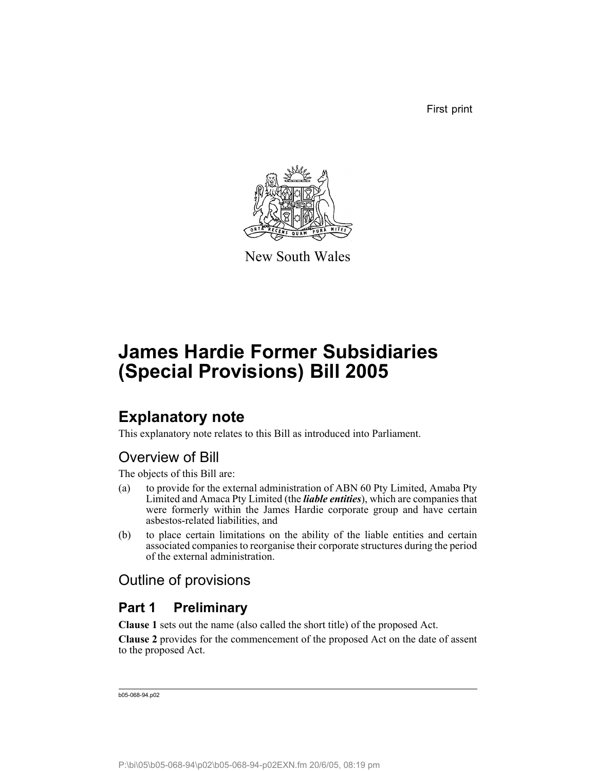First print

New South Wales

# James Hardie Former Subsidiaries (Special Provisions) Bill 2005

## Explanatory note

This explanatory note relates to this Bill as introduced into Parliament.

### Overview of Bill

The objects of this Bill are:

(a) to provide for the external administration of ABN 60 Pty Limited, Amaba Pty Limited and Amaca Pty Limited (the ***liable entities***), which are companies that were formerly within the James Hardie corporate group and have certain asbestos-related liabilities, and

(b) to place certain limitations on the ability of the liable entities and certain associated companies to reorganise their corporate structures during the period of the external administration.

### Outline of provisions

## Part 1 Preliminary

**Clause 1** sets out the name (also called the short title) of the proposed Act.

**Clause 2** provides for the commencement of the proposed Act on the date of assent to the proposed Act.

b05-068-94.p02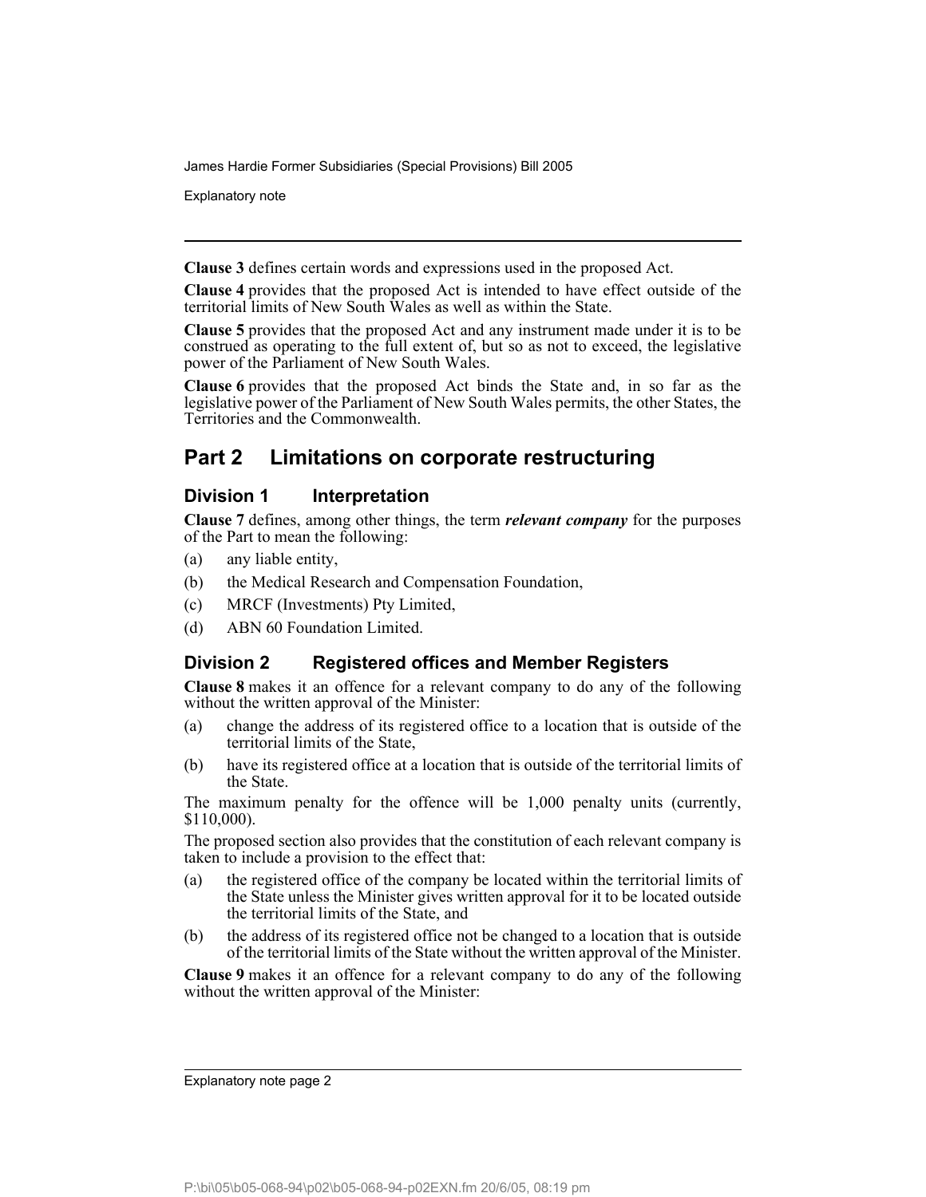**Clause 3** defines certain words and expressions used in the proposed Act.

**Clause 4** provides that the proposed Act is intended to have effect outside of the territorial limits of New South Wales as well as within the State.

**Clause 5** provides that the proposed Act and any instrument made under it is to be construed as operating to the full extent of, but so as not to exceed, the legislative power of the Parliament of New South Wales.

**Clause 6** provides that the proposed Act binds the State and, in so far as the legislative power of the Parliament of New South Wales permits, the other States, the Territories and the Commonwealth.

## Part 2 Limitations on corporate restructuring

### Division 1 Interpretation

**Clause 7** defines, among other things, the term ***relevant company*** for the purposes of the Part to mean the following:

(a) any liable entity,

(b) the Medical Research and Compensation Foundation,

(c) MRCF (Investments) Pty Limited,

(d) ABN 60 Foundation Limited.

### Division 2 Registered offices and Member Registers

**Clause 8** makes it an offence for a relevant company to do any of the following without the written approval of the Minister:

(a) change the address of its registered office to a location that is outside of the territorial limits of the State,

(b) have its registered office at a location that is outside of the territorial limits of the State.

The maximum penalty for the offence will be 1,000 penalty units (currently, $110,000).

The proposed section also provides that the constitution of each relevant company is taken to include a provision to the effect that:

(a) the registered office of the company be located within the territorial limits of the State unless the Minister gives written approval for it to be located outside the territorial limits of the State, and

(b) the address of its registered office not be changed to a location that is outside of the territorial limits of the State without the written approval of the Minister.

**Clause 9** makes it an offence for a relevant company to do any of the following without the written approval of the Minister: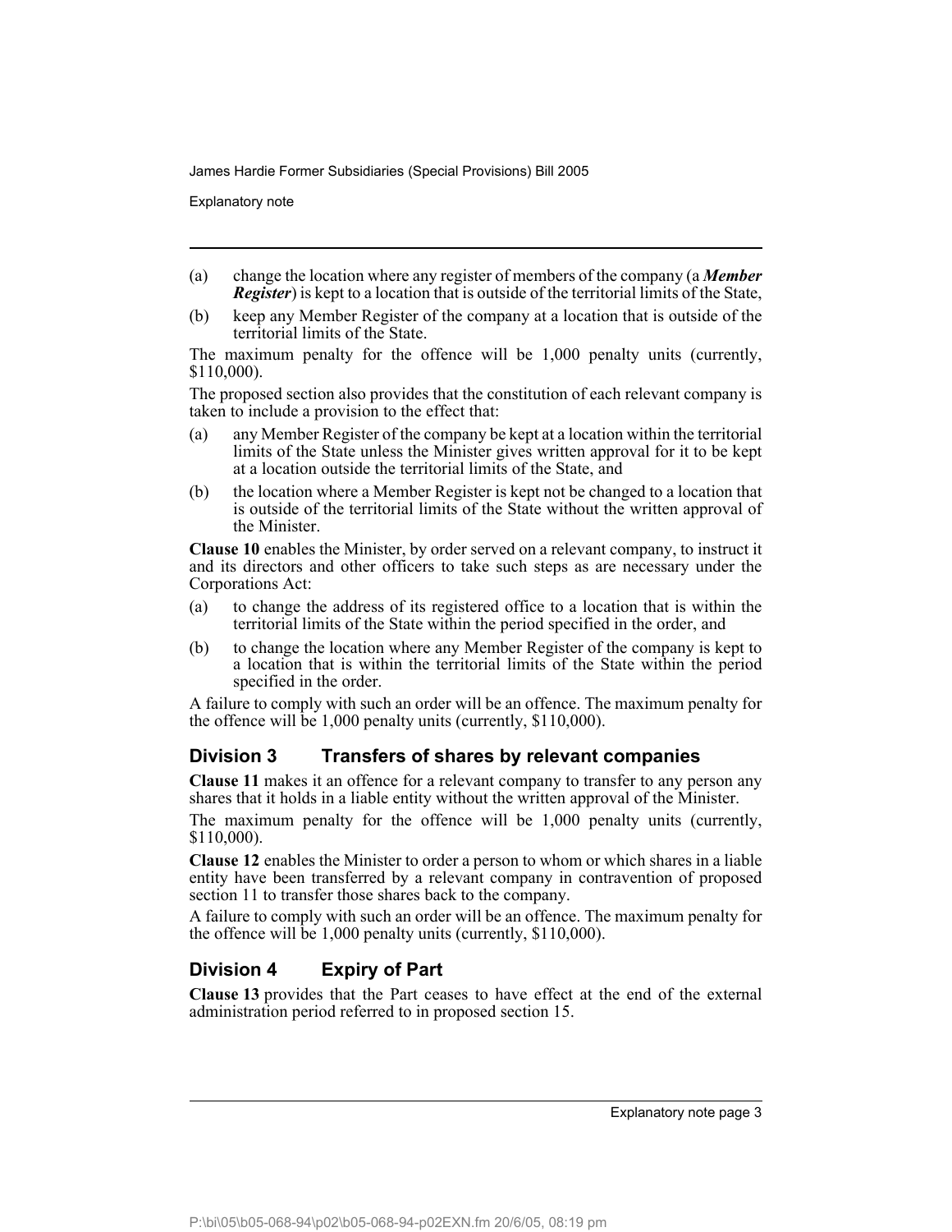(a) change the location where any register of members of the company (a ***Member Register***) is kept to a location that is outside of the territorial limits of the State,

(b) keep any Member Register of the company at a location that is outside of the territorial limits of the State.

The maximum penalty for the offence will be 1,000 penalty units (currently, $110,000).

The proposed section also provides that the constitution of each relevant company is taken to include a provision to the effect that:

(a) any Member Register of the company be kept at a location within the territorial limits of the State unless the Minister gives written approval for it to be kept at a location outside the territorial limits of the State, and

(b) the location where a Member Register is kept not be changed to a location that is outside of the territorial limits of the State without the written approval of the Minister.

**Clause 10** enables the Minister, by order served on a relevant company, to instruct it and its directors and other officers to take such steps as are necessary under the Corporations Act:

(a) to change the address of its registered office to a location that is within the territorial limits of the State within the period specified in the order, and

(b) to change the location where any Member Register of the company is kept to a location that is within the territorial limits of the State within the period specified in the order.

A failure to comply with such an order will be an offence. The maximum penalty for the offence will be 1,000 penalty units (currently, $110,000).

## Division 3 Transfers of shares by relevant companies

**Clause 11** makes it an offence for a relevant company to transfer to any person any shares that it holds in a liable entity without the written approval of the Minister.

The maximum penalty for the offence will be 1,000 penalty units (currently, $110,000).

**Clause 12** enables the Minister to order a person to whom or which shares in a liable entity have been transferred by a relevant company in contravention of proposed section 11 to transfer those shares back to the company.

A failure to comply with such an order will be an offence. The maximum penalty for the offence will be 1,000 penalty units (currently, $110,000).

## Division 4 Expiry of Part

**Clause 13** provides that the Part ceases to have effect at the end of the external administration period referred to in proposed section 15.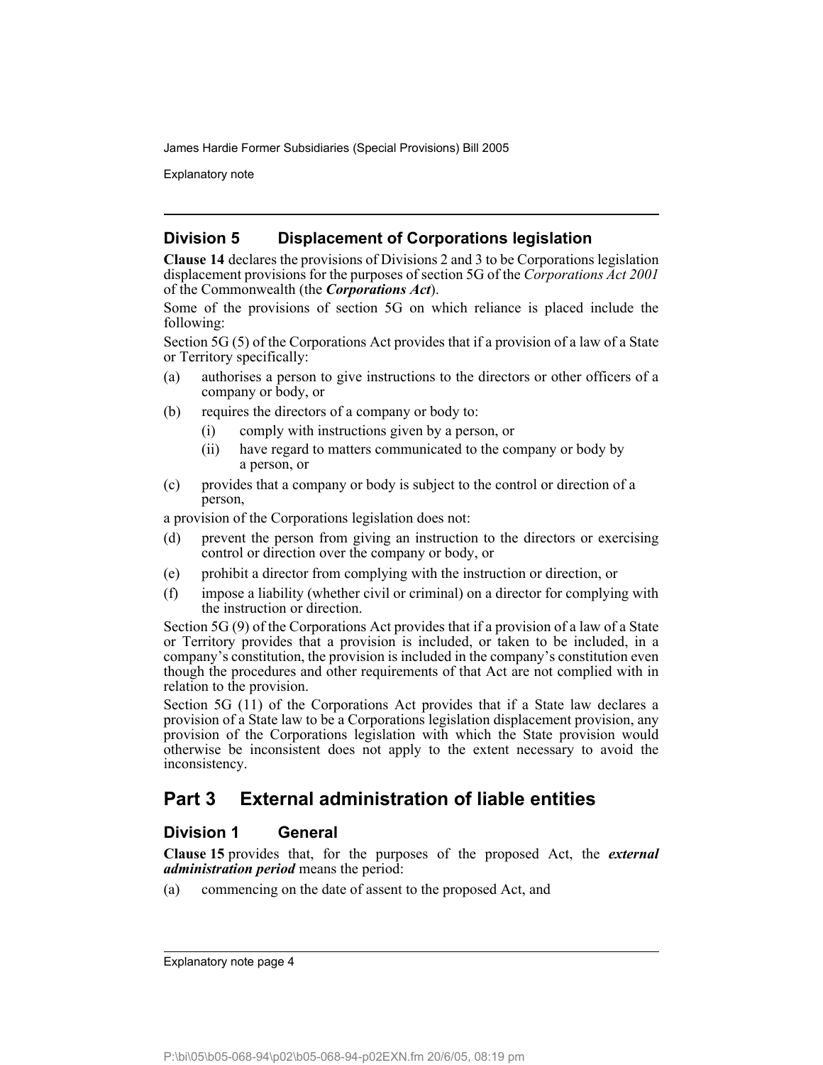## Division 5 Displacement of Corporations legislation

**Clause 14** declares the provisions of Divisions 2 and 3 to be Corporations legislation displacement provisions for the purposes of section 5G of the *Corporations Act 2001* of the Commonwealth (the ***Corporations Act***).

Some of the provisions of section 5G on which reliance is placed include the following:

Section 5G (5) of the Corporations Act provides that if a provision of a law of a State or Territory specifically:

(a) authorises a person to give instructions to the directors or other officers of a company or body, or

(b) requires the directors of a company or body to:

 (i) comply with instructions given by a person, or

 (ii) have regard to matters communicated to the company or body by a person, or

(c) provides that a company or body is subject to the control or direction of a person,

a provision of the Corporations legislation does not:

(d) prevent the person from giving an instruction to the directors or exercising control or direction over the company or body, or

(e) prohibit a director from complying with the instruction or direction, or

(f) impose a liability (whether civil or criminal) on a director for complying with the instruction or direction.

Section 5G (9) of the Corporations Act provides that if a provision of a law of a State or Territory provides that a provision is included, or taken to be included, in a company's constitution, the provision is included in the company's constitution even though the procedures and other requirements of that Act are not complied with in relation to the provision.

Section 5G (11) of the Corporations Act provides that if a State law declares a provision of a State law to be a Corporations legislation displacement provision, any provision of the Corporations legislation with which the State provision would otherwise be inconsistent does not apply to the extent necessary to avoid the inconsistency.

# Part 3 External administration of liable entities

## Division 1 General

**Clause 15** provides that, for the purposes of the proposed Act, the ***external administration period*** means the period:

(a) commencing on the date of assent to the proposed Act, and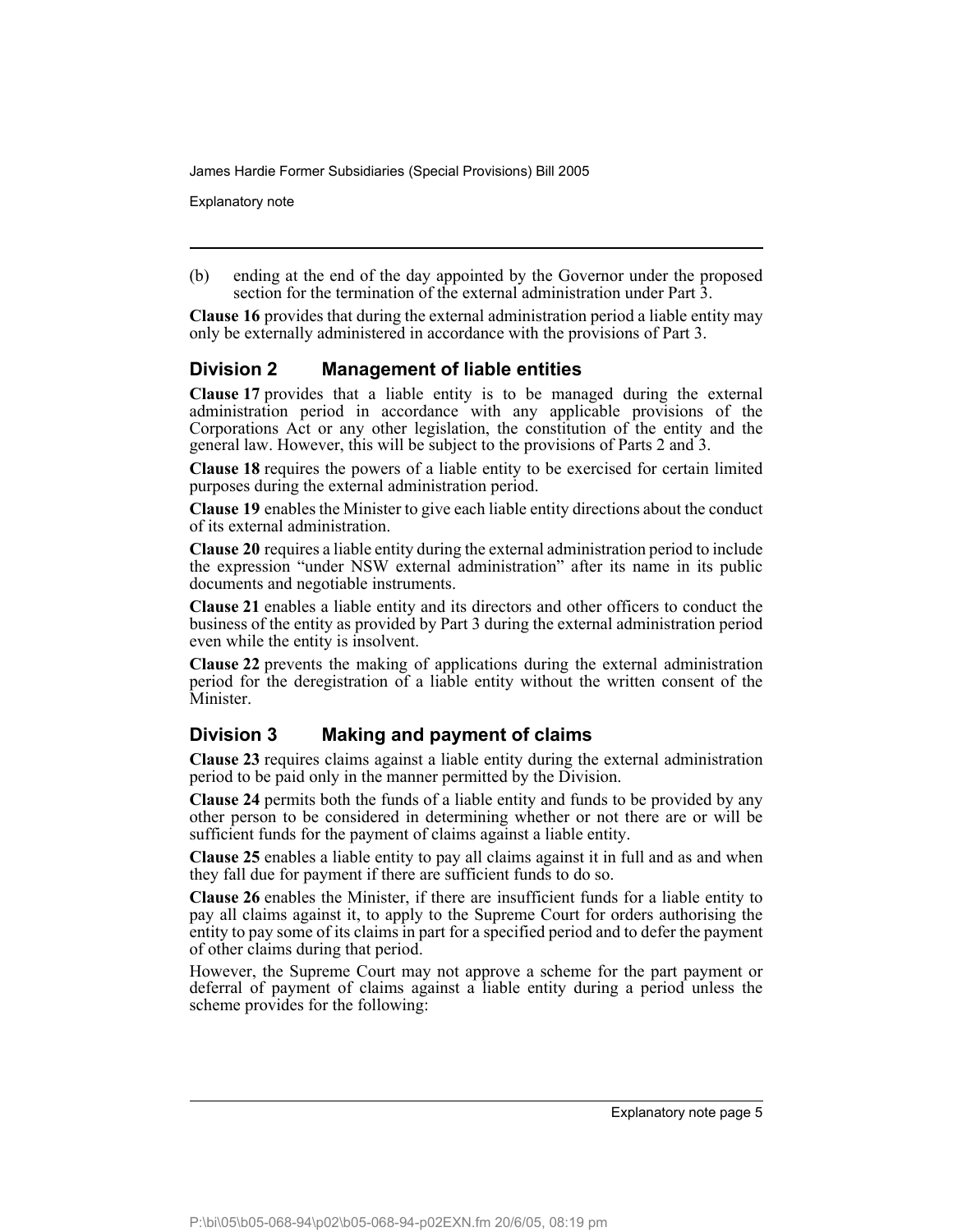(b) ending at the end of the day appointed by the Governor under the proposed section for the termination of the external administration under Part 3.

**Clause 16** provides that during the external administration period a liable entity may only be externally administered in accordance with the provisions of Part 3.

## Division 2 Management of liable entities

**Clause 17** provides that a liable entity is to be managed during the external administration period in accordance with any applicable provisions of the Corporations Act or any other legislation, the constitution of the entity and the general law. However, this will be subject to the provisions of Parts 2 and 3.

**Clause 18** requires the powers of a liable entity to be exercised for certain limited purposes during the external administration period.

**Clause 19** enables the Minister to give each liable entity directions about the conduct of its external administration.

**Clause 20** requires a liable entity during the external administration period to include the expression "under NSW external administration" after its name in its public documents and negotiable instruments.

**Clause 21** enables a liable entity and its directors and other officers to conduct the business of the entity as provided by Part 3 during the external administration period even while the entity is insolvent.

**Clause 22** prevents the making of applications during the external administration period for the deregistration of a liable entity without the written consent of the Minister.

## Division 3 Making and payment of claims

**Clause 23** requires claims against a liable entity during the external administration period to be paid only in the manner permitted by the Division.

**Clause 24** permits both the funds of a liable entity and funds to be provided by any other person to be considered in determining whether or not there are or will be sufficient funds for the payment of claims against a liable entity.

**Clause 25** enables a liable entity to pay all claims against it in full and as and when they fall due for payment if there are sufficient funds to do so.

**Clause 26** enables the Minister, if there are insufficient funds for a liable entity to pay all claims against it, to apply to the Supreme Court for orders authorising the entity to pay some of its claims in part for a specified period and to defer the payment of other claims during that period.

However, the Supreme Court may not approve a scheme for the part payment or deferral of payment of claims against a liable entity during a period unless the scheme provides for the following: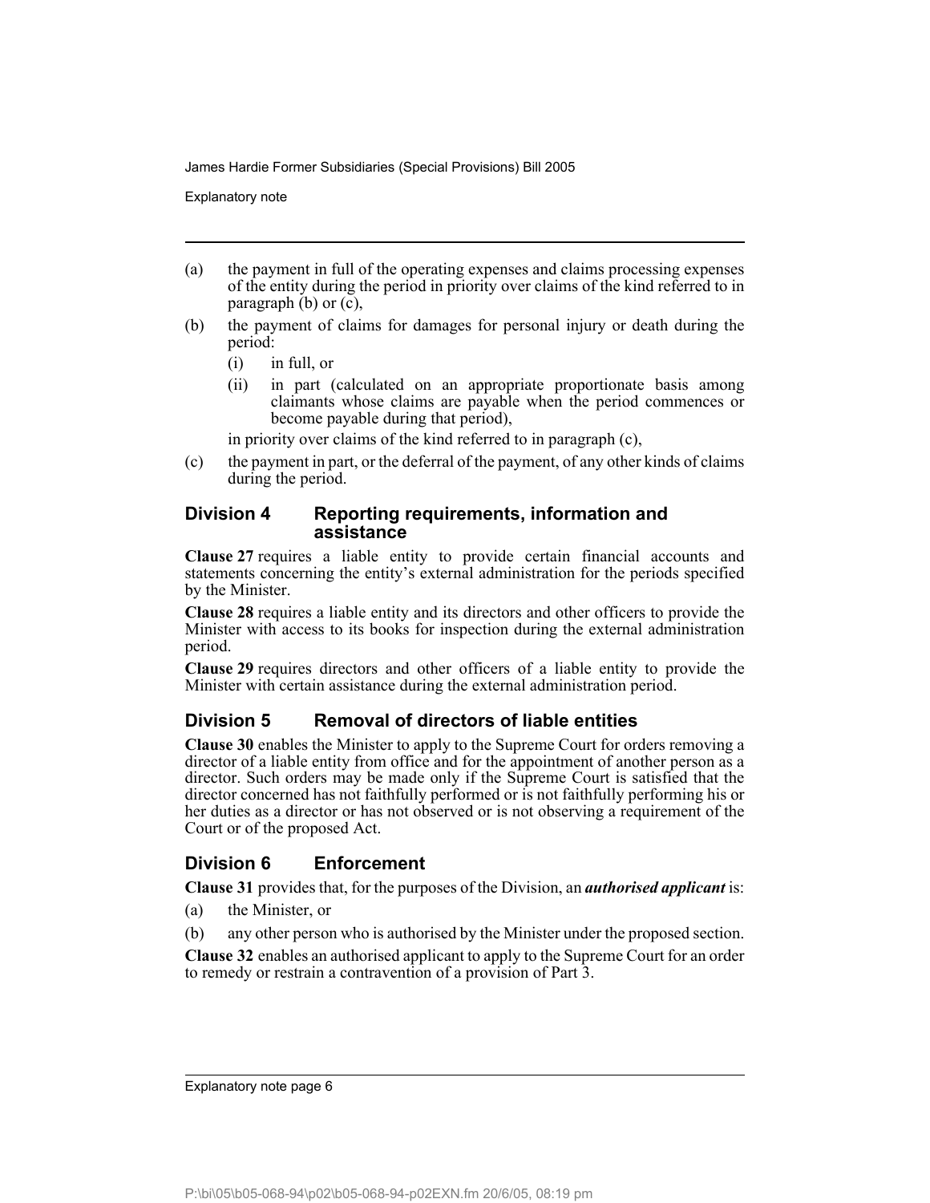(a) the payment in full of the operating expenses and claims processing expenses of the entity during the period in priority over claims of the kind referred to in paragraph (b) or (c),

(b) the payment of claims for damages for personal injury or death during the period:

  (i) in full, or

  (ii) in part (calculated on an appropriate proportionate basis among claimants whose claims are payable when the period commences or become payable during that period),

  in priority over claims of the kind referred to in paragraph (c),

(c) the payment in part, or the deferral of the payment, of any other kinds of claims during the period.

## Division 4 Reporting requirements, information and assistance

**Clause 27** requires a liable entity to provide certain financial accounts and statements concerning the entity's external administration for the periods specified by the Minister.

**Clause 28** requires a liable entity and its directors and other officers to provide the Minister with access to its books for inspection during the external administration period.

**Clause 29** requires directors and other officers of a liable entity to provide the Minister with certain assistance during the external administration period.

## Division 5 Removal of directors of liable entities

**Clause 30** enables the Minister to apply to the Supreme Court for orders removing a director of a liable entity from office and for the appointment of another person as a director. Such orders may be made only if the Supreme Court is satisfied that the director concerned has not faithfully performed or is not faithfully performing his or her duties as a director or has not observed or is not observing a requirement of the Court or of the proposed Act.

## Division 6 Enforcement

**Clause 31** provides that, for the purposes of the Division, an ***authorised applicant*** is:

(a) the Minister, or

(b) any other person who is authorised by the Minister under the proposed section.

**Clause 32** enables an authorised applicant to apply to the Supreme Court for an order to remedy or restrain a contravention of a provision of Part 3.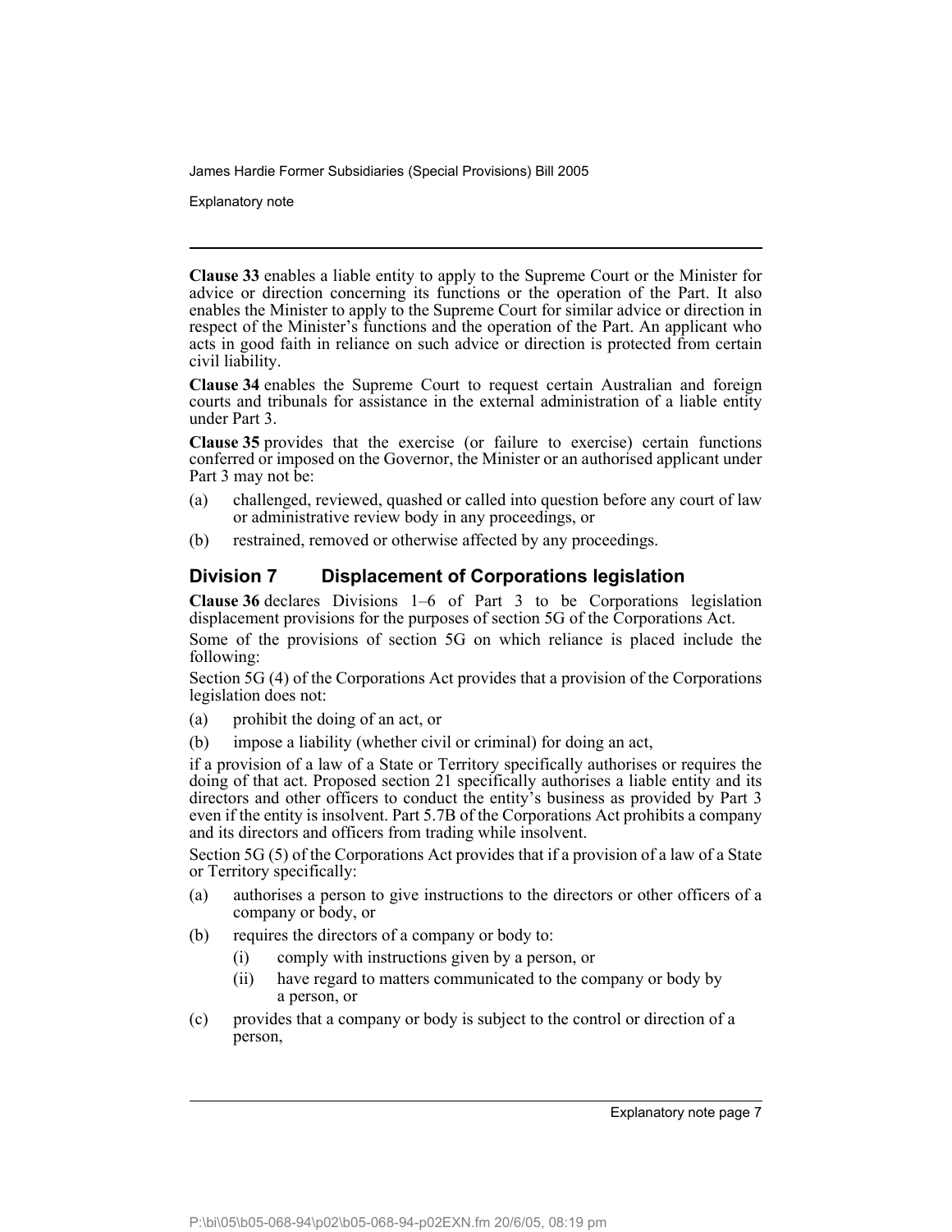**Clause 33** enables a liable entity to apply to the Supreme Court or the Minister for advice or direction concerning its functions or the operation of the Part. It also enables the Minister to apply to the Supreme Court for similar advice or direction in respect of the Minister's functions and the operation of the Part. An applicant who acts in good faith in reliance on such advice or direction is protected from certain civil liability.

**Clause 34** enables the Supreme Court to request certain Australian and foreign courts and tribunals for assistance in the external administration of a liable entity under Part 3.

**Clause 35** provides that the exercise (or failure to exercise) certain functions conferred or imposed on the Governor, the Minister or an authorised applicant under Part 3 may not be:

(a) challenged, reviewed, quashed or called into question before any court of law or administrative review body in any proceedings, or

(b) restrained, removed or otherwise affected by any proceedings.

## Division 7 Displacement of Corporations legislation

**Clause 36** declares Divisions 1–6 of Part 3 to be Corporations legislation displacement provisions for the purposes of section 5G of the Corporations Act.

Some of the provisions of section 5G on which reliance is placed include the following:

Section 5G (4) of the Corporations Act provides that a provision of the Corporations legislation does not:

(a) prohibit the doing of an act, or

(b) impose a liability (whether civil or criminal) for doing an act,

if a provision of a law of a State or Territory specifically authorises or requires the doing of that act. Proposed section 21 specifically authorises a liable entity and its directors and other officers to conduct the entity's business as provided by Part 3 even if the entity is insolvent. Part 5.7B of the Corporations Act prohibits a company and its directors and officers from trading while insolvent.

Section 5G (5) of the Corporations Act provides that if a provision of a law of a State or Territory specifically:

(a) authorises a person to give instructions to the directors or other officers of a company or body, or

(b) requires the directors of a company or body to:

  (i) comply with instructions given by a person, or

  (ii) have regard to matters communicated to the company or body by a person, or

(c) provides that a company or body is subject to the control or direction of a person,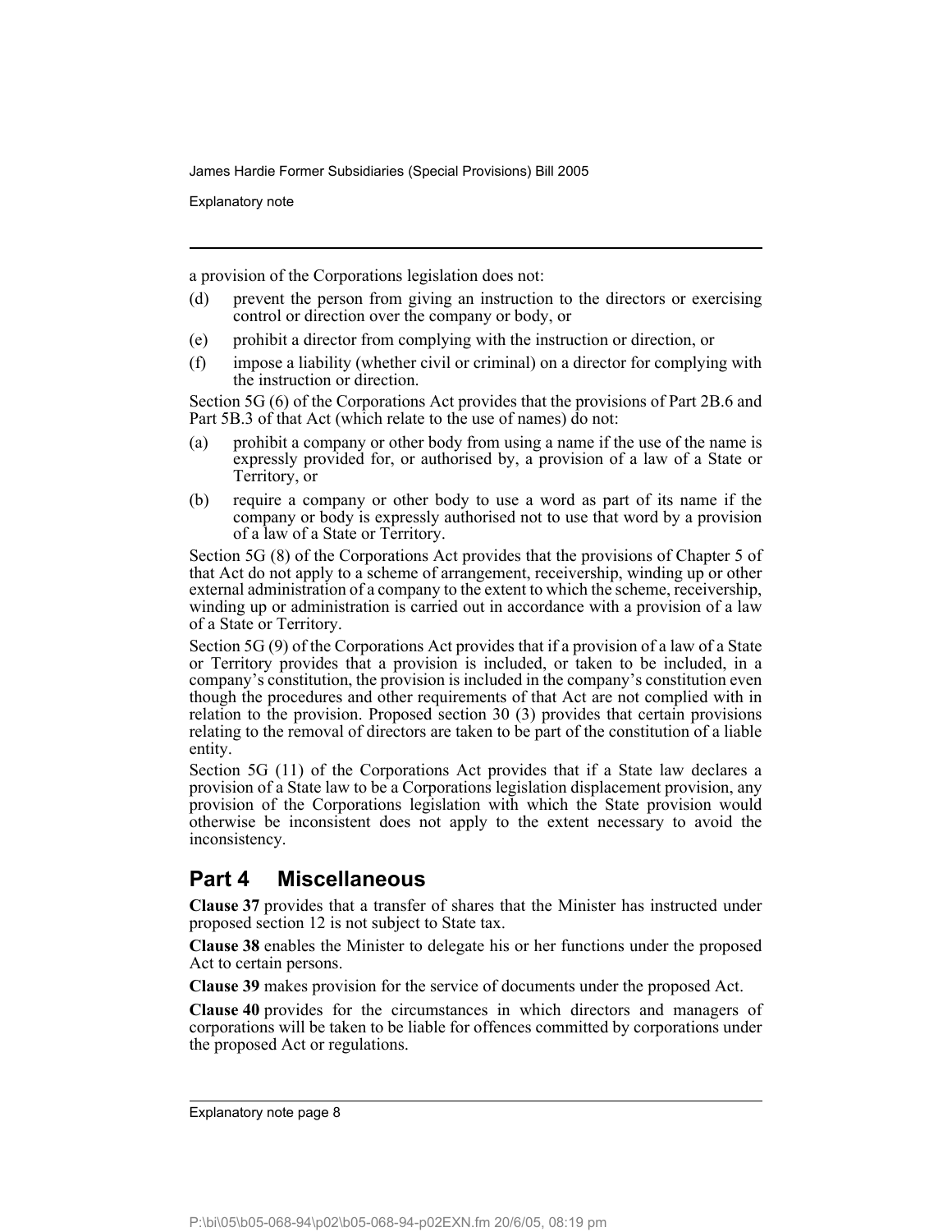a provision of the Corporations legislation does not:

(d) prevent the person from giving an instruction to the directors or exercising control or direction over the company or body, or

(e) prohibit a director from complying with the instruction or direction, or

(f) impose a liability (whether civil or criminal) on a director for complying with the instruction or direction.

Section 5G (6) of the Corporations Act provides that the provisions of Part 2B.6 and Part 5B.3 of that Act (which relate to the use of names) do not:

(a) prohibit a company or other body from using a name if the use of the name is expressly provided for, or authorised by, a provision of a law of a State or Territory, or

(b) require a company or other body to use a word as part of its name if the company or body is expressly authorised not to use that word by a provision of a law of a State or Territory.

Section 5G (8) of the Corporations Act provides that the provisions of Chapter 5 of that Act do not apply to a scheme of arrangement, receivership, winding up or other external administration of a company to the extent to which the scheme, receivership, winding up or administration is carried out in accordance with a provision of a law of a State or Territory.

Section 5G (9) of the Corporations Act provides that if a provision of a law of a State or Territory provides that a provision is included, or taken to be included, in a company's constitution, the provision is included in the company's constitution even though the procedures and other requirements of that Act are not complied with in relation to the provision. Proposed section 30 (3) provides that certain provisions relating to the removal of directors are taken to be part of the constitution of a liable entity.

Section 5G (11) of the Corporations Act provides that if a State law declares a provision of a State law to be a Corporations legislation displacement provision, any provision of the Corporations legislation with which the State provision would otherwise be inconsistent does not apply to the extent necessary to avoid the inconsistency.

## Part 4 Miscellaneous

**Clause 37** provides that a transfer of shares that the Minister has instructed under proposed section 12 is not subject to State tax.

**Clause 38** enables the Minister to delegate his or her functions under the proposed Act to certain persons.

**Clause 39** makes provision for the service of documents under the proposed Act.

**Clause 40** provides for the circumstances in which directors and managers of corporations will be taken to be liable for offences committed by corporations under the proposed Act or regulations.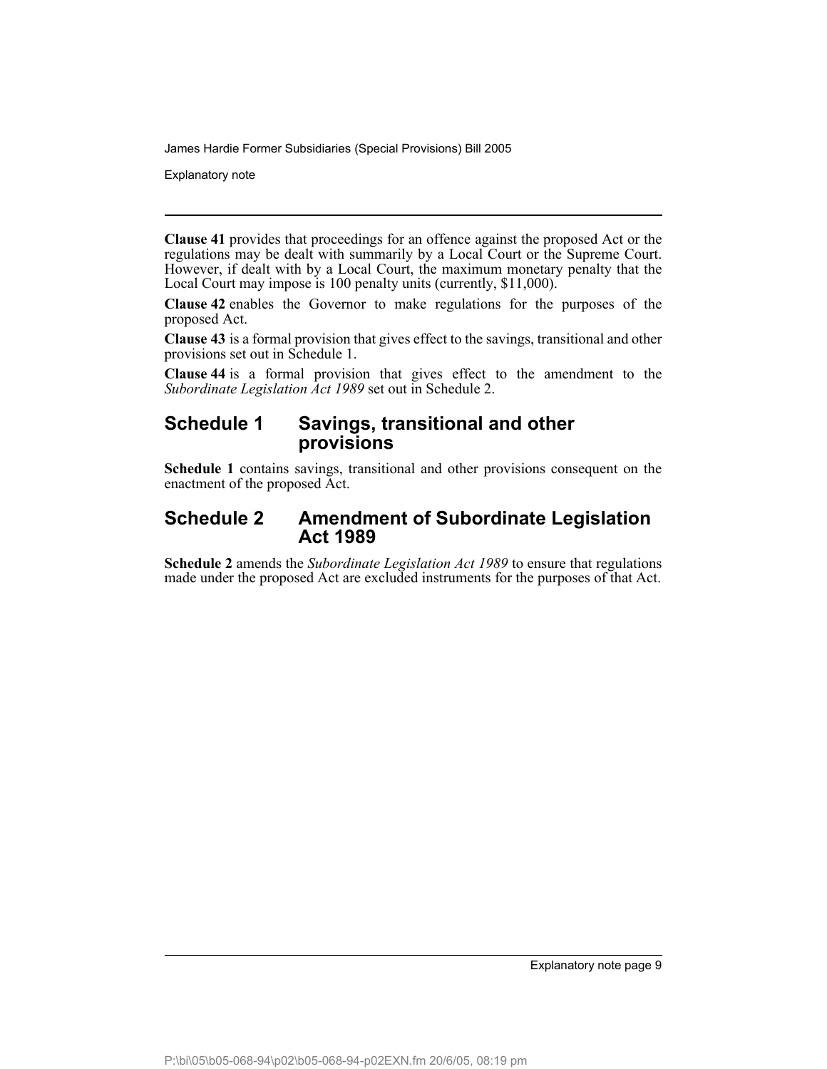**Clause 41** provides that proceedings for an offence against the proposed Act or the regulations may be dealt with summarily by a Local Court or the Supreme Court. However, if dealt with by a Local Court, the maximum monetary penalty that the Local Court may impose is 100 penalty units (currently, $11,000).

**Clause 42** enables the Governor to make regulations for the purposes of the proposed Act.

**Clause 43** is a formal provision that gives effect to the savings, transitional and other provisions set out in Schedule 1.

**Clause 44** is a formal provision that gives effect to the amendment to the *Subordinate Legislation Act 1989* set out in Schedule 2.

## Schedule 1 Savings, transitional and other provisions

**Schedule 1** contains savings, transitional and other provisions consequent on the enactment of the proposed Act.

## Schedule 2 Amendment of Subordinate Legislation Act 1989

**Schedule 2** amends the *Subordinate Legislation Act 1989* to ensure that regulations made under the proposed Act are excluded instruments for the purposes of that Act.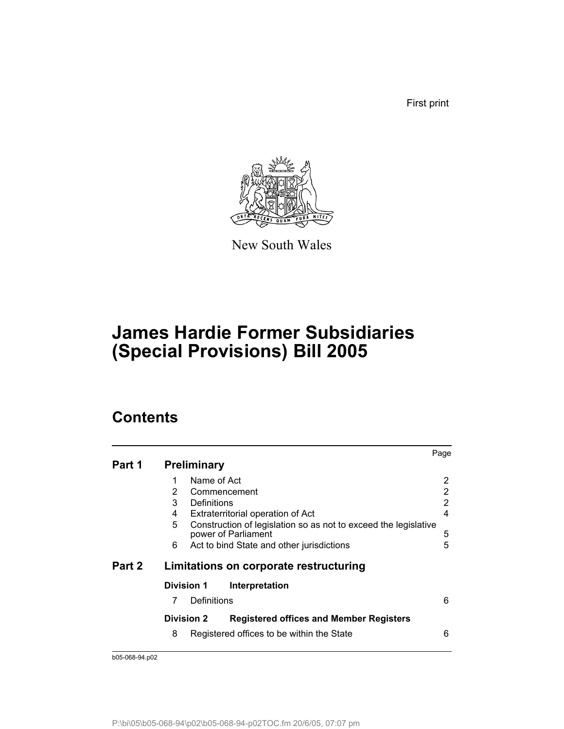First print

New South Wales

# James Hardie Former Subsidiaries (Special Provisions) Bill 2005

## Contents

| | | | Page |
|---|---|---|---|
| **Part 1** | **Preliminary** | | |
| | 1 | Name of Act | 2 |
| | 2 | Commencement | 2 |
| | 3 | Definitions | 2 |
| | 4 | Extraterritorial operation of Act | 4 |
| | 5 | Construction of legislation so as not to exceed the legislative power of Parliament | 5 |
| | 6 | Act to bind State and other jurisdictions | 5 |
| **Part 2** | **Limitations on corporate restructuring** | | |
| | **Division 1** | **Interpretation** | |
| | 7 | Definitions | 6 |
| | **Division 2** | **Registered offices and Member Registers** | |
| | 8 | Registered offices to be within the State | 6 |

b05-068-94.p02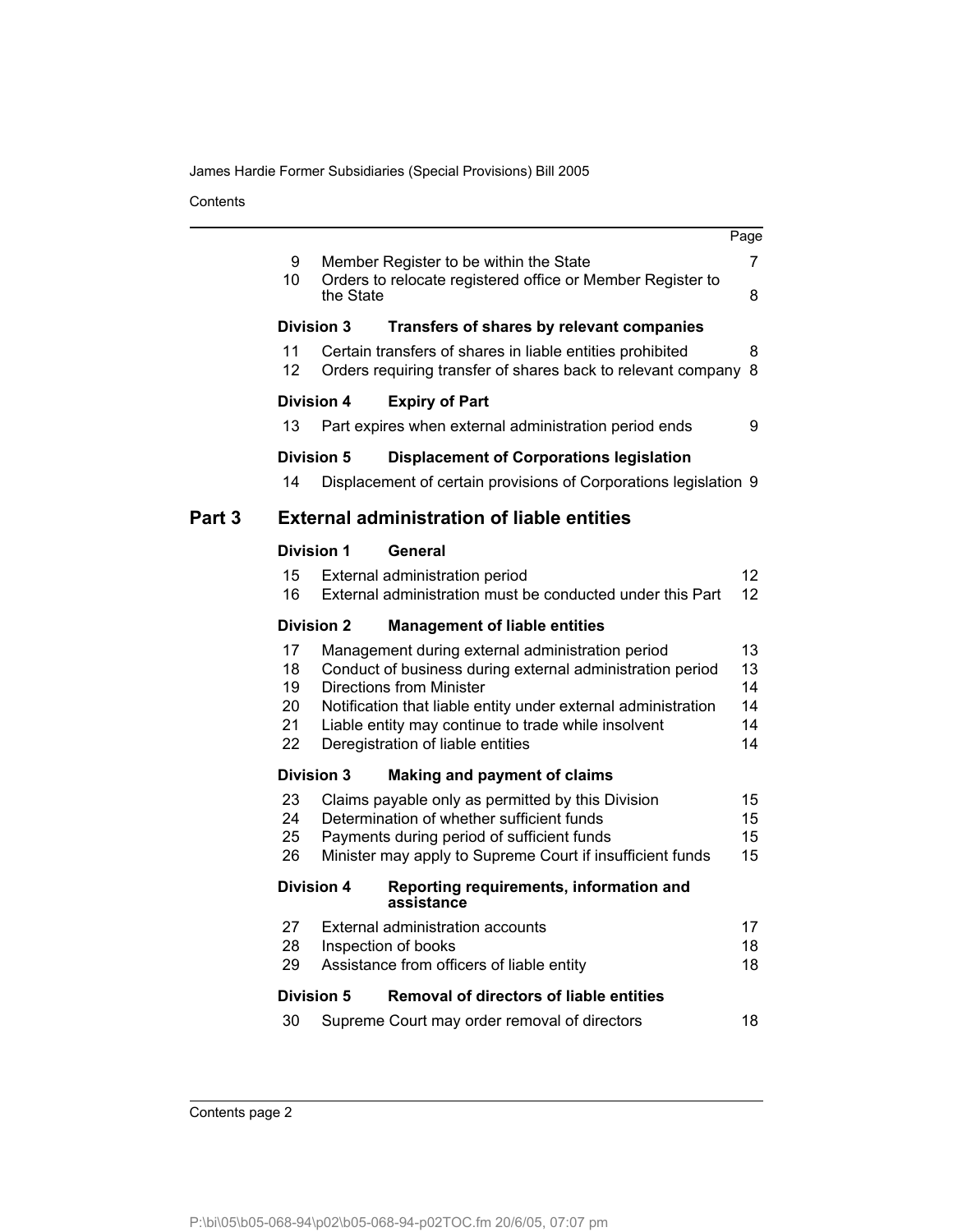| | | Page |
|---|---|---|
| 9 | Member Register to be within the State | 7 |
| 10 | Orders to relocate registered office or Member Register to the State | 8 |
| **Division 3** | **Transfers of shares by relevant companies** | |
| 11 | Certain transfers of shares in liable entities prohibited | 8 |
| 12 | Orders requiring transfer of shares back to relevant company | 8 |
| **Division 4** | **Expiry of Part** | |
| 13 | Part expires when external administration period ends | 9 |
| **Division 5** | **Displacement of Corporations legislation** | |
| 14 | Displacement of certain provisions of Corporations legislation | 9 |
| **Part 3** | **External administration of liable entities** | |
| **Division 1** | **General** | |
| 15 | External administration period | 12 |
| 16 | External administration must be conducted under this Part | 12 |
| **Division 2** | **Management of liable entities** | |
| 17 | Management during external administration period | 13 |
| 18 | Conduct of business during external administration period | 13 |
| 19 | Directions from Minister | 14 |
| 20 | Notification that liable entity under external administration | 14 |
| 21 | Liable entity may continue to trade while insolvent | 14 |
| 22 | Deregistration of liable entities | 14 |
| **Division 3** | **Making and payment of claims** | |
| 23 | Claims payable only as permitted by this Division | 15 |
| 24 | Determination of whether sufficient funds | 15 |
| 25 | Payments during period of sufficient funds | 15 |
| 26 | Minister may apply to Supreme Court if insufficient funds | 15 |
| **Division 4** | **Reporting requirements, information and assistance** | |
| 27 | External administration accounts | 17 |
| 28 | Inspection of books | 18 |
| 29 | Assistance from officers of liable entity | 18 |
| **Division 5** | **Removal of directors of liable entities** | |
| 30 | Supreme Court may order removal of directors | 18 |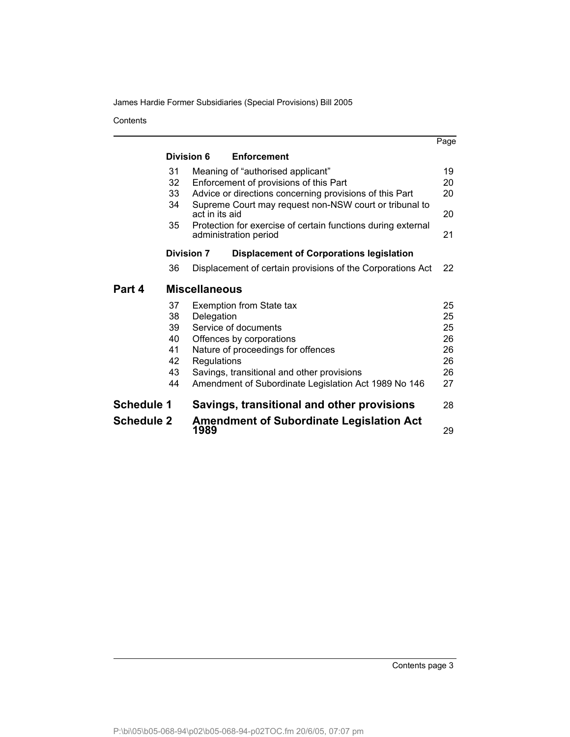| | | | Page |
|---|---|---|---|
| | **Division 6** | **Enforcement** | |
| | 31 | Meaning of "authorised applicant" | 19 |
| | 32 | Enforcement of provisions of this Part | 20 |
| | 33 | Advice or directions concerning provisions of this Part | 20 |
| | 34 | Supreme Court may request non-NSW court or tribunal to act in its aid | 20 |
| | 35 | Protection for exercise of certain functions during external administration period | 21 |
| | **Division 7** | **Displacement of Corporations legislation** | |
| | 36 | Displacement of certain provisions of the Corporations Act | 22 |
| **Part 4** | **Miscellaneous** | | |
| | 37 | Exemption from State tax | 25 |
| | 38 | Delegation | 25 |
| | 39 | Service of documents | 25 |
| | 40 | Offences by corporations | 26 |
| | 41 | Nature of proceedings for offences | 26 |
| | 42 | Regulations | 26 |
| | 43 | Savings, transitional and other provisions | 26 |
| | 44 | Amendment of Subordinate Legislation Act 1989 No 146 | 27 |
| **Schedule 1** | **Savings, transitional and other provisions** | | 28 |
| **Schedule 2** | **Amendment of Subordinate Legislation Act 1989** | | 29 |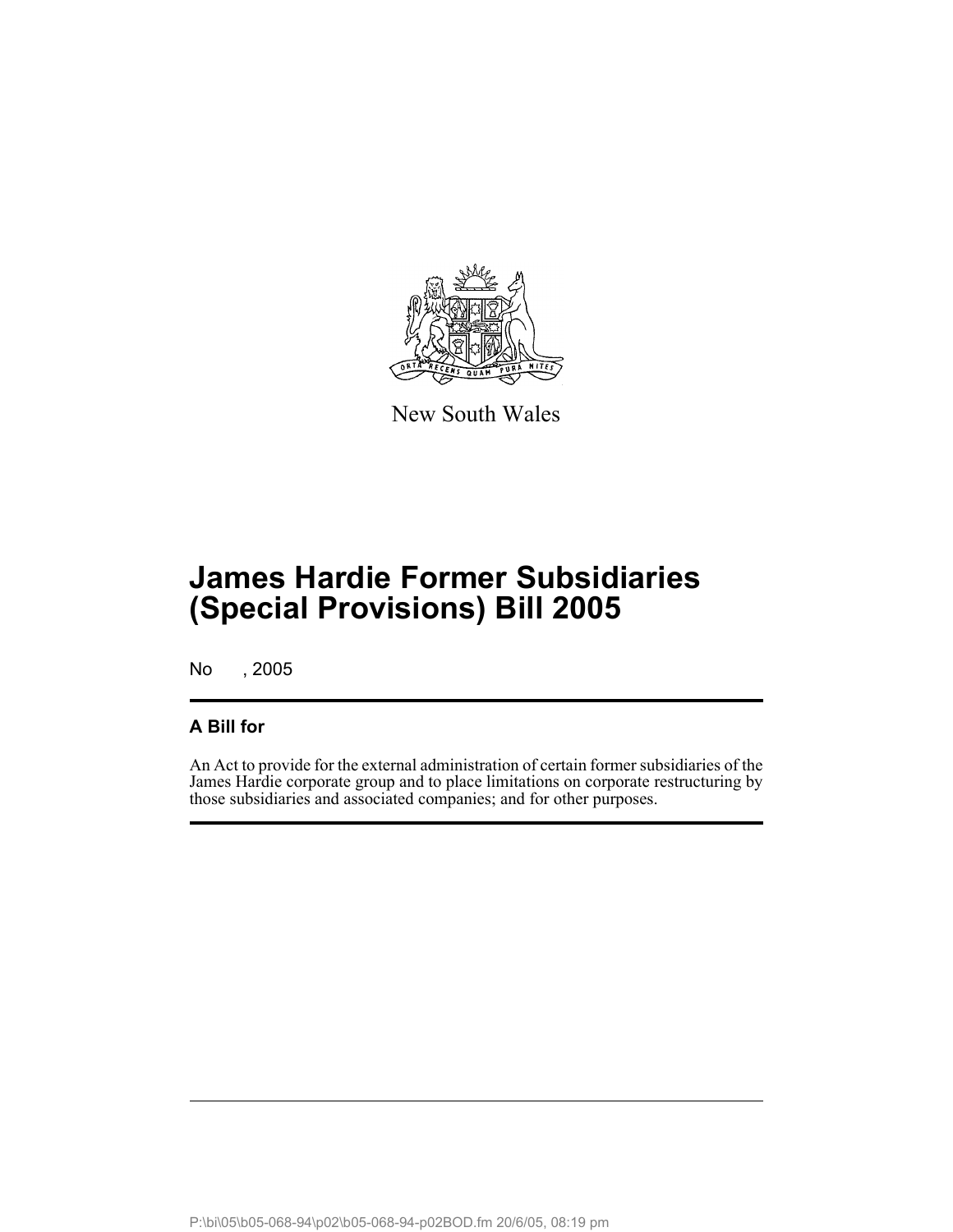New South Wales

# James Hardie Former Subsidiaries (Special Provisions) Bill 2005

No , 2005

## A Bill for

An Act to provide for the external administration of certain former subsidiaries of the James Hardie corporate group and to place limitations on corporate restructuring by those subsidiaries and associated companies; and for other purposes.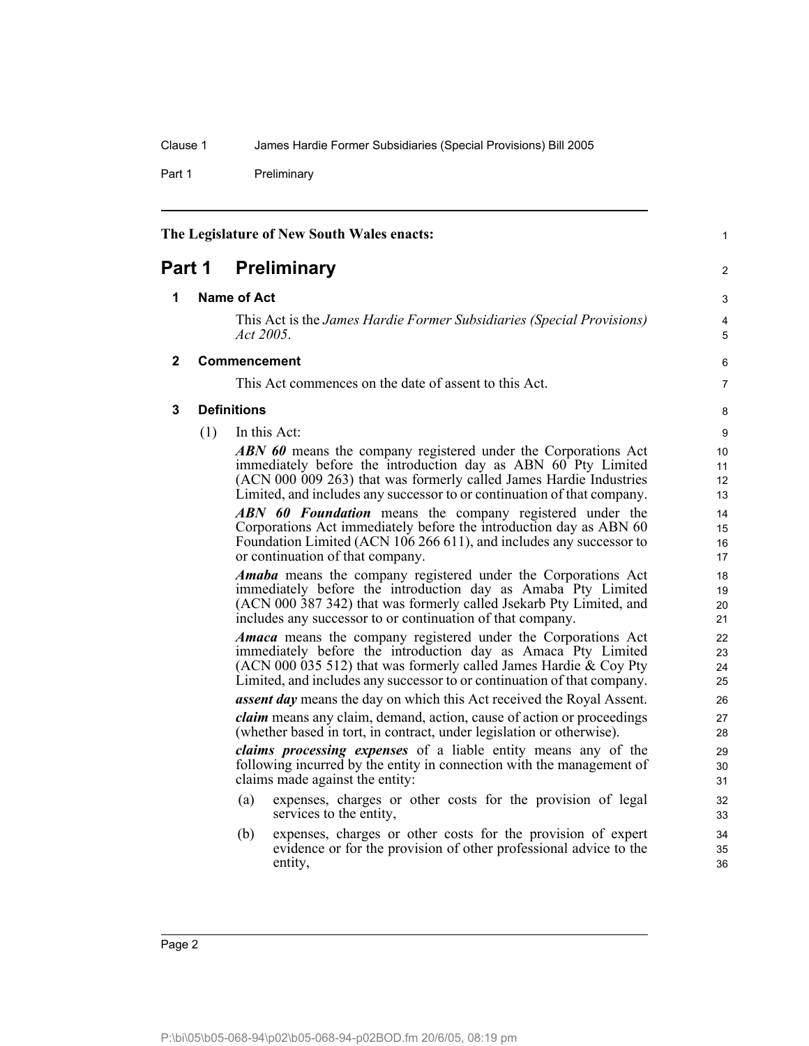The Legislature of New South Wales enacts:

# Part 1 Preliminary

## 1 Name of Act

This Act is the *James Hardie Former Subsidiaries (Special Provisions) Act 2005*.

## 2 Commencement

This Act commences on the date of assent to this Act.

## 3 Definitions

(1) In this Act:

***ABN 60*** means the company registered under the Corporations Act immediately before the introduction day as ABN 60 Pty Limited (ACN 000 009 263) that was formerly called James Hardie Industries Limited, and includes any successor to or continuation of that company.

***ABN 60 Foundation*** means the company registered under the Corporations Act immediately before the introduction day as ABN 60 Foundation Limited (ACN 106 266 611), and includes any successor to or continuation of that company.

***Amaba*** means the company registered under the Corporations Act immediately before the introduction day as Amaba Pty Limited (ACN 000 387 342) that was formerly called Jsekarb Pty Limited, and includes any successor to or continuation of that company.

***Amaca*** means the company registered under the Corporations Act immediately before the introduction day as Amaca Pty Limited (ACN 000 035 512) that was formerly called James Hardie & Coy Pty Limited, and includes any successor to or continuation of that company.

***assent day*** means the day on which this Act received the Royal Assent.

***claim*** means any claim, demand, action, cause of action or proceedings (whether based in tort, in contract, under legislation or otherwise).

***claims processing expenses*** of a liable entity means any of the following incurred by the entity in connection with the management of claims made against the entity:

(a) expenses, charges or other costs for the provision of legal services to the entity,

(b) expenses, charges or other costs for the provision of expert evidence or for the provision of other professional advice to the entity,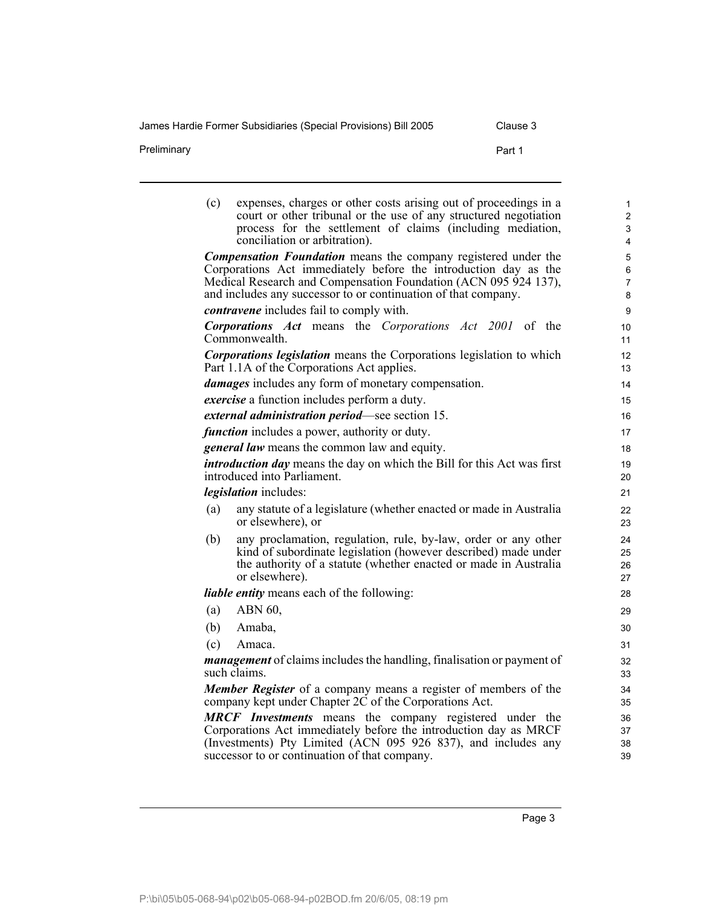(c) expenses, charges or other costs arising out of proceedings in a court or other tribunal or the use of any structured negotiation process for the settlement of claims (including mediation, conciliation or arbitration).

***Compensation Foundation*** means the company registered under the Corporations Act immediately before the introduction day as the Medical Research and Compensation Foundation (ACN 095 924 137), and includes any successor to or continuation of that company.

***contravene*** includes fail to comply with.

***Corporations Act*** means the *Corporations Act 2001* of the Commonwealth.

***Corporations legislation*** means the Corporations legislation to which Part 1.1A of the Corporations Act applies.

***damages*** includes any form of monetary compensation.

***exercise*** a function includes perform a duty.

***external administration period***—see section 15.

***function*** includes a power, authority or duty.

***general law*** means the common law and equity.

***introduction day*** means the day on which the Bill for this Act was first introduced into Parliament.

***legislation*** includes:

(a) any statute of a legislature (whether enacted or made in Australia or elsewhere), or

(b) any proclamation, regulation, rule, by-law, order or any other kind of subordinate legislation (however described) made under the authority of a statute (whether enacted or made in Australia or elsewhere).

***liable entity*** means each of the following:

(a) ABN 60,

(b) Amaba,

(c) Amaca.

***management*** of claims includes the handling, finalisation or payment of such claims.

***Member Register*** of a company means a register of members of the company kept under Chapter 2C of the Corporations Act.

***MRCF Investments*** means the company registered under the Corporations Act immediately before the introduction day as MRCF (Investments) Pty Limited (ACN 095 926 837), and includes any successor to or continuation of that company.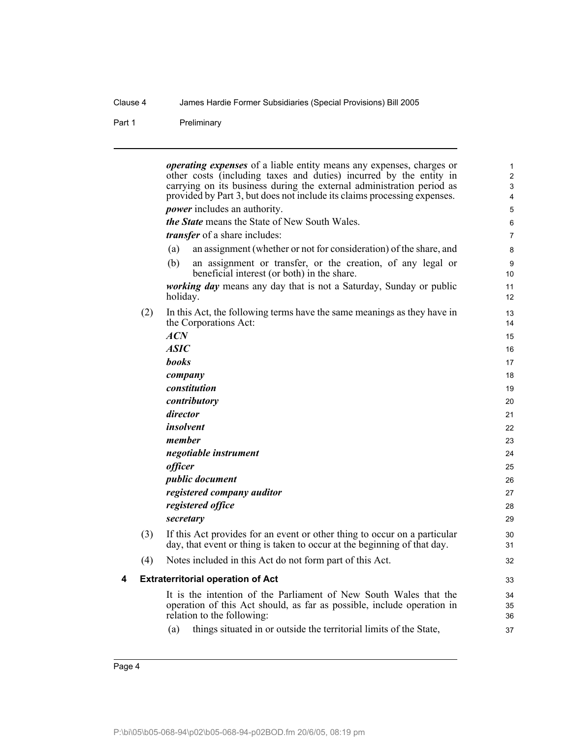***operating expenses*** of a liable entity means any expenses, charges or other costs (including taxes and duties) incurred by the entity in carrying on its business during the external administration period as provided by Part 3, but does not include its claims processing expenses.

***power*** includes an authority.

***the State*** means the State of New South Wales.

***transfer*** of a share includes:

(a) an assignment (whether or not for consideration) of the share, and

(b) an assignment or transfer, or the creation, of any legal or beneficial interest (or both) in the share.

***working day*** means any day that is not a Saturday, Sunday or public holiday.

(2) In this Act, the following terms have the same meanings as they have in the Corporations Act:

***ACN***

***ASIC***

***books***

***company***

***constitution***

***contributory***

***director***

***insolvent***

***member***

***negotiable instrument***

***officer***

***public document***

***registered company auditor***

***registered office***

***secretary***

(3) If this Act provides for an event or other thing to occur on a particular day, that event or thing is taken to occur at the beginning of that day.

(4) Notes included in this Act do not form part of this Act.

### 4 Extraterritorial operation of Act

It is the intention of the Parliament of New South Wales that the operation of this Act should, as far as possible, include operation in relation to the following:

(a) things situated in or outside the territorial limits of the State,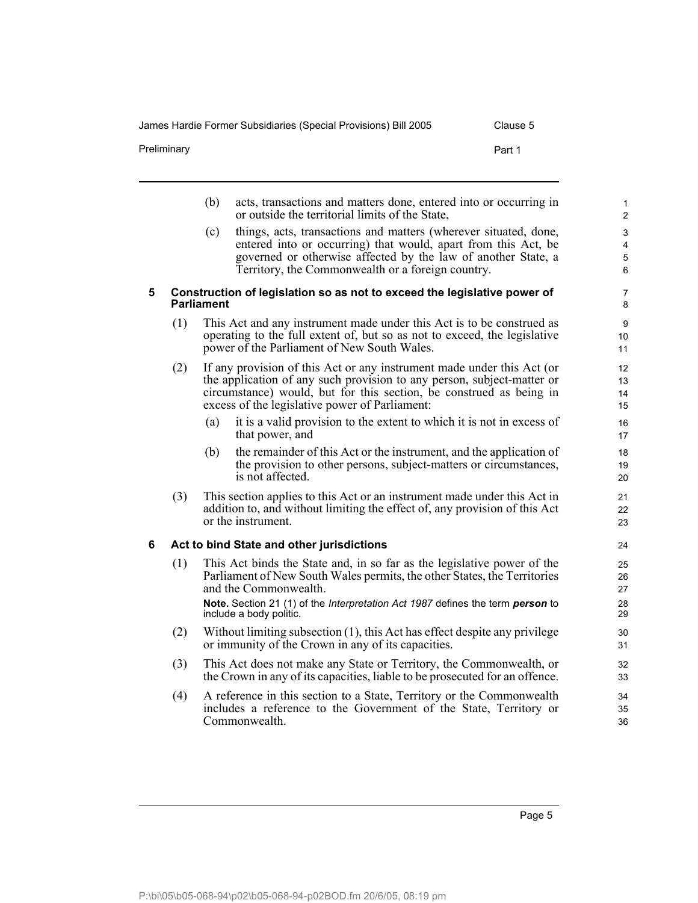(b) acts, transactions and matters done, entered into or occurring in or outside the territorial limits of the State,

(c) things, acts, transactions and matters (wherever situated, done, entered into or occurring) that would, apart from this Act, be governed or otherwise affected by the law of another State, a Territory, the Commonwealth or a foreign country.

### 5 Construction of legislation so as not to exceed the legislative power of Parliament

(1) This Act and any instrument made under this Act is to be construed as operating to the full extent of, but so as not to exceed, the legislative power of the Parliament of New South Wales.

(2) If any provision of this Act or any instrument made under this Act (or the application of any such provision to any person, subject-matter or circumstance) would, but for this section, be construed as being in excess of the legislative power of Parliament:

(a) it is a valid provision to the extent to which it is not in excess of that power, and

(b) the remainder of this Act or the instrument, and the application of the provision to other persons, subject-matters or circumstances, is not affected.

(3) This section applies to this Act or an instrument made under this Act in addition to, and without limiting the effect of, any provision of this Act or the instrument.

### 6 Act to bind State and other jurisdictions

(1) This Act binds the State and, in so far as the legislative power of the Parliament of New South Wales permits, the other States, the Territories and the Commonwealth.

**Note.** Section 21 (1) of the *Interpretation Act 1987* defines the term ***person*** to include a body politic.

(2) Without limiting subsection (1), this Act has effect despite any privilege or immunity of the Crown in any of its capacities.

(3) This Act does not make any State or Territory, the Commonwealth, or the Crown in any of its capacities, liable to be prosecuted for an offence.

(4) A reference in this section to a State, Territory or the Commonwealth includes a reference to the Government of the State, Territory or Commonwealth.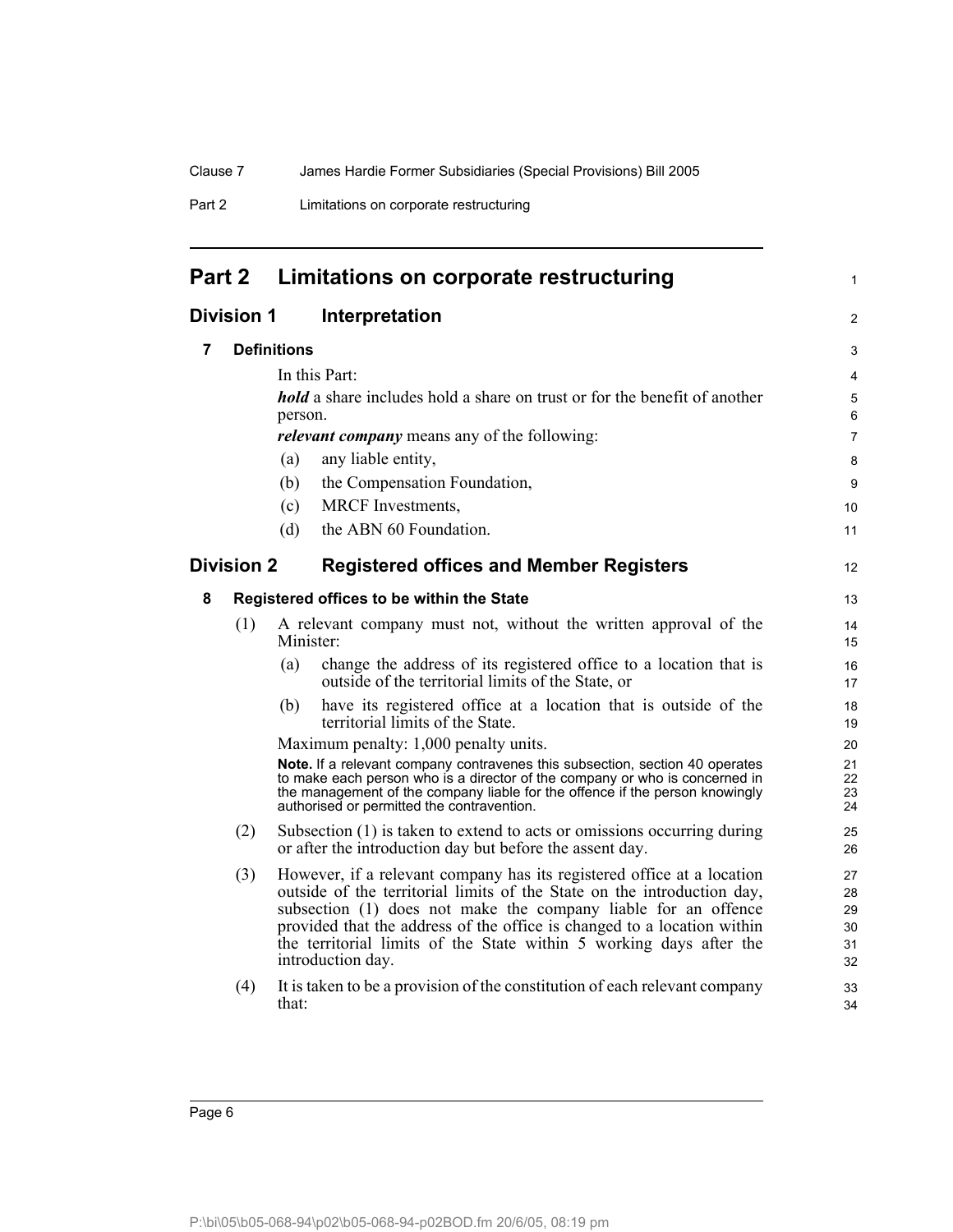# Part 2 Limitations on corporate restructuring

## Division 1 Interpretation

### 7 Definitions

In this Part:

***hold*** a share includes hold a share on trust or for the benefit of another person.

***relevant company*** means any of the following:

(a) any liable entity,

(b) the Compensation Foundation,

(c) MRCF Investments,

(d) the ABN 60 Foundation.

## Division 2 Registered offices and Member Registers

### 8 Registered offices to be within the State

(1) A relevant company must not, without the written approval of the Minister:

(a) change the address of its registered office to a location that is outside of the territorial limits of the State, or

(b) have its registered office at a location that is outside of the territorial limits of the State.

Maximum penalty: 1,000 penalty units.

**Note.** If a relevant company contravenes this subsection, section 40 operates to make each person who is a director of the company or who is concerned in the management of the company liable for the offence if the person knowingly authorised or permitted the contravention.

(2) Subsection (1) is taken to extend to acts or omissions occurring during or after the introduction day but before the assent day.

(3) However, if a relevant company has its registered office at a location outside of the territorial limits of the State on the introduction day, subsection (1) does not make the company liable for an offence provided that the address of the office is changed to a location within the territorial limits of the State within 5 working days after the introduction day.

(4) It is taken to be a provision of the constitution of each relevant company that: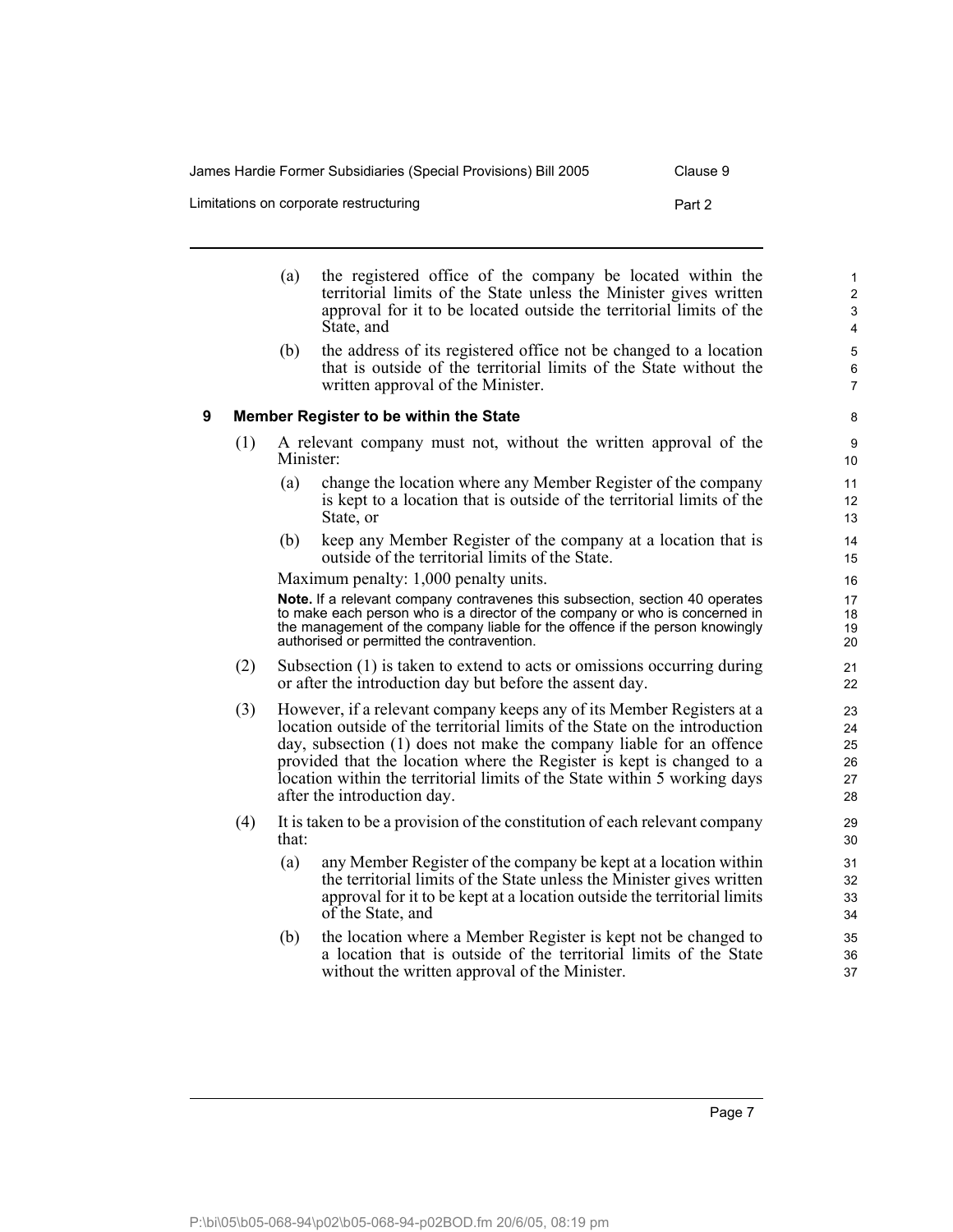(a) the registered office of the company be located within the territorial limits of the State unless the Minister gives written approval for it to be located outside the territorial limits of the State, and

(b) the address of its registered office not be changed to a location that is outside of the territorial limits of the State without the written approval of the Minister.

### 9 Member Register to be within the State

(1) A relevant company must not, without the written approval of the Minister:

(a) change the location where any Member Register of the company is kept to a location that is outside of the territorial limits of the State, or

(b) keep any Member Register of the company at a location that is outside of the territorial limits of the State.

Maximum penalty: 1,000 penalty units.

**Note.** If a relevant company contravenes this subsection, section 40 operates to make each person who is a director of the company or who is concerned in the management of the company liable for the offence if the person knowingly authorised or permitted the contravention.

(2) Subsection (1) is taken to extend to acts or omissions occurring during or after the introduction day but before the assent day.

(3) However, if a relevant company keeps any of its Member Registers at a location outside of the territorial limits of the State on the introduction day, subsection (1) does not make the company liable for an offence provided that the location where the Register is kept is changed to a location within the territorial limits of the State within 5 working days after the introduction day.

(4) It is taken to be a provision of the constitution of each relevant company that:

(a) any Member Register of the company be kept at a location within the territorial limits of the State unless the Minister gives written approval for it to be kept at a location outside the territorial limits of the State, and

(b) the location where a Member Register is kept not be changed to a location that is outside of the territorial limits of the State without the written approval of the Minister.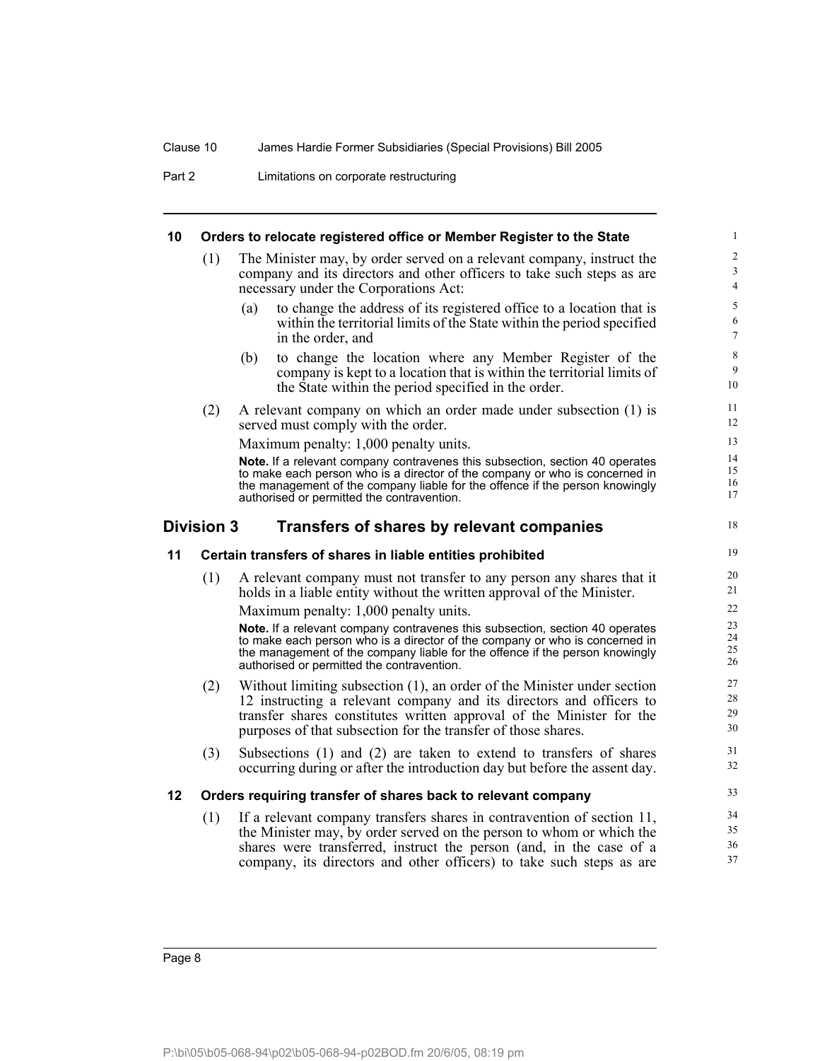### 10 Orders to relocate registered office or Member Register to the State

(1) The Minister may, by order served on a relevant company, instruct the company and its directors and other officers to take such steps as are necessary under the Corporations Act:

(a) to change the address of its registered office to a location that is within the territorial limits of the State within the period specified in the order, and

(b) to change the location where any Member Register of the company is kept to a location that is within the territorial limits of the State within the period specified in the order.

(2) A relevant company on which an order made under subsection (1) is served must comply with the order.

Maximum penalty: 1,000 penalty units.

**Note.** If a relevant company contravenes this subsection, section 40 operates to make each person who is a director of the company or who is concerned in the management of the company liable for the offence if the person knowingly authorised or permitted the contravention.

## Division 3 Transfers of shares by relevant companies

### 11 Certain transfers of shares in liable entities prohibited

(1) A relevant company must not transfer to any person any shares that it holds in a liable entity without the written approval of the Minister.

Maximum penalty: 1,000 penalty units.

**Note.** If a relevant company contravenes this subsection, section 40 operates to make each person who is a director of the company or who is concerned in the management of the company liable for the offence if the person knowingly authorised or permitted the contravention.

(2) Without limiting subsection (1), an order of the Minister under section 12 instructing a relevant company and its directors and officers to transfer shares constitutes written approval of the Minister for the purposes of that subsection for the transfer of those shares.

(3) Subsections (1) and (2) are taken to extend to transfers of shares occurring during or after the introduction day but before the assent day.

### 12 Orders requiring transfer of shares back to relevant company

(1) If a relevant company transfers shares in contravention of section 11, the Minister may, by order served on the person to whom or which the shares were transferred, instruct the person (and, in the case of a company, its directors and other officers) to take such steps as are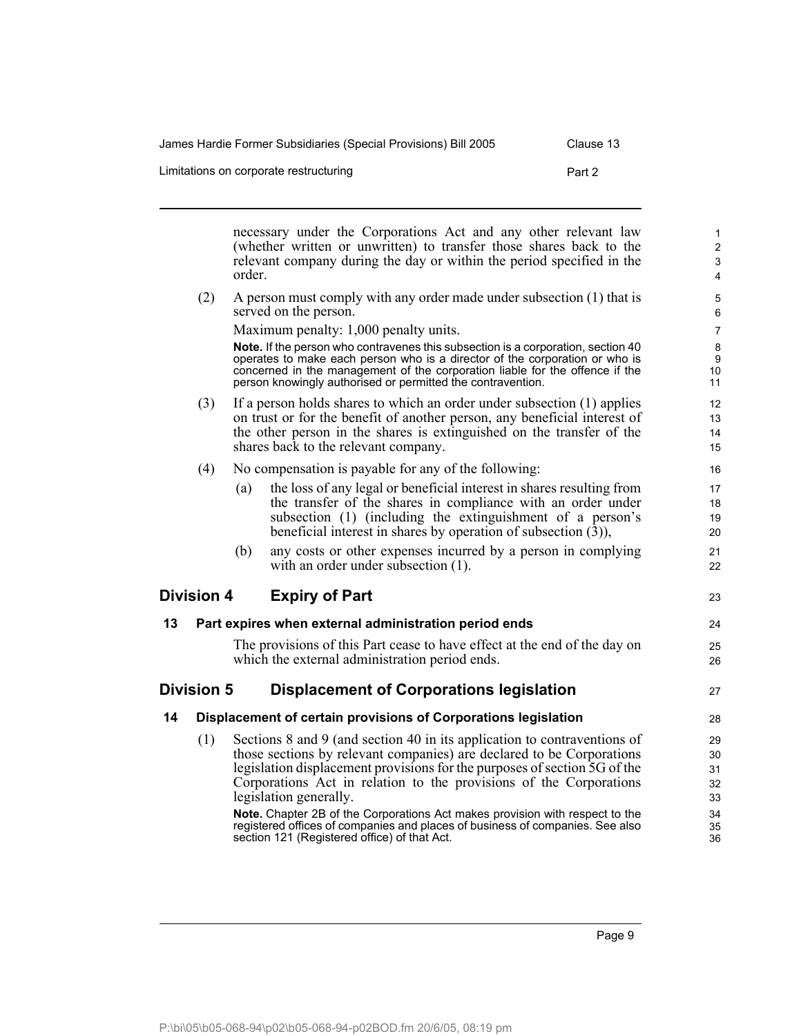necessary under the Corporations Act and any other relevant law (whether written or unwritten) to transfer those shares back to the relevant company during the day or within the period specified in the order.

(2) A person must comply with any order made under subsection (1) that is served on the person.

Maximum penalty: 1,000 penalty units.

**Note.** If the person who contravenes this subsection is a corporation, section 40 operates to make each person who is a director of the corporation or who is concerned in the management of the corporation liable for the offence if the person knowingly authorised or permitted the contravention.

(3) If a person holds shares to which an order under subsection (1) applies on trust or for the benefit of another person, any beneficial interest of the other person in the shares is extinguished on the transfer of the shares back to the relevant company.

(4) No compensation is payable for any of the following:

(a) the loss of any legal or beneficial interest in shares resulting from the transfer of the shares in compliance with an order under subsection (1) (including the extinguishment of a person's beneficial interest in shares by operation of subsection (3)),

(b) any costs or other expenses incurred by a person in complying with an order under subsection (1).

## Division 4 Expiry of Part

### 13 Part expires when external administration period ends

The provisions of this Part cease to have effect at the end of the day on which the external administration period ends.

## Division 5 Displacement of Corporations legislation

### 14 Displacement of certain provisions of Corporations legislation

(1) Sections 8 and 9 (and section 40 in its application to contraventions of those sections by relevant companies) are declared to be Corporations legislation displacement provisions for the purposes of section 5G of the Corporations Act in relation to the provisions of the Corporations legislation generally.

**Note.** Chapter 2B of the Corporations Act makes provision with respect to the registered offices of companies and places of business of companies. See also section 121 (Registered office) of that Act.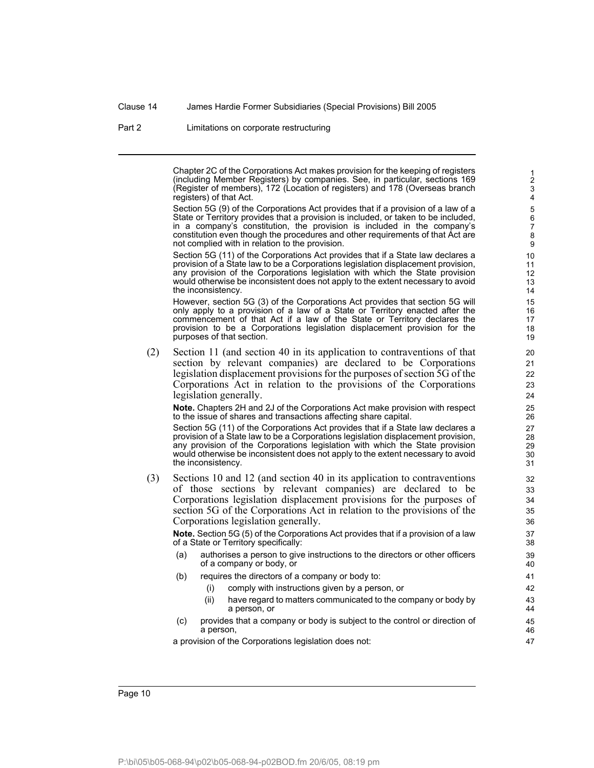Chapter 2C of the Corporations Act makes provision for the keeping of registers (including Member Registers) by companies. See, in particular, sections 169 (Register of members), 172 (Location of registers) and 178 (Overseas branch registers) of that Act.

Section 5G (9) of the Corporations Act provides that if a provision of a law of a State or Territory provides that a provision is included, or taken to be included, in a company's constitution, the provision is included in the company's constitution even though the procedures and other requirements of that Act are not complied with in relation to the provision.

Section 5G (11) of the Corporations Act provides that if a State law declares a provision of a State law to be a Corporations legislation displacement provision, any provision of the Corporations legislation with which the State provision would otherwise be inconsistent does not apply to the extent necessary to avoid the inconsistency.

However, section 5G (3) of the Corporations Act provides that section 5G will only apply to a provision of a law of a State or Territory enacted after the commencement of that Act if a law of the State or Territory declares the provision to be a Corporations legislation displacement provision for the purposes of that section.

(2) Section 11 (and section 40 in its application to contraventions of that section by relevant companies) are declared to be Corporations legislation displacement provisions for the purposes of section 5G of the Corporations Act in relation to the provisions of the Corporations legislation generally.

**Note.** Chapters 2H and 2J of the Corporations Act make provision with respect to the issue of shares and transactions affecting share capital.

Section 5G (11) of the Corporations Act provides that if a State law declares a provision of a State law to be a Corporations legislation displacement provision, any provision of the Corporations legislation with which the State provision would otherwise be inconsistent does not apply to the extent necessary to avoid the inconsistency.

(3) Sections 10 and 12 (and section 40 in its application to contraventions of those sections by relevant companies) are declared to be Corporations legislation displacement provisions for the purposes of section 5G of the Corporations Act in relation to the provisions of the Corporations legislation generally.

**Note.** Section 5G (5) of the Corporations Act provides that if a provision of a law of a State or Territory specifically:

(a) authorises a person to give instructions to the directors or other officers of a company or body, or

(b) requires the directors of a company or body to:

  (i) comply with instructions given by a person, or

  (ii) have regard to matters communicated to the company or body by a person, or

(c) provides that a company or body is subject to the control or direction of a person,

a provision of the Corporations legislation does not: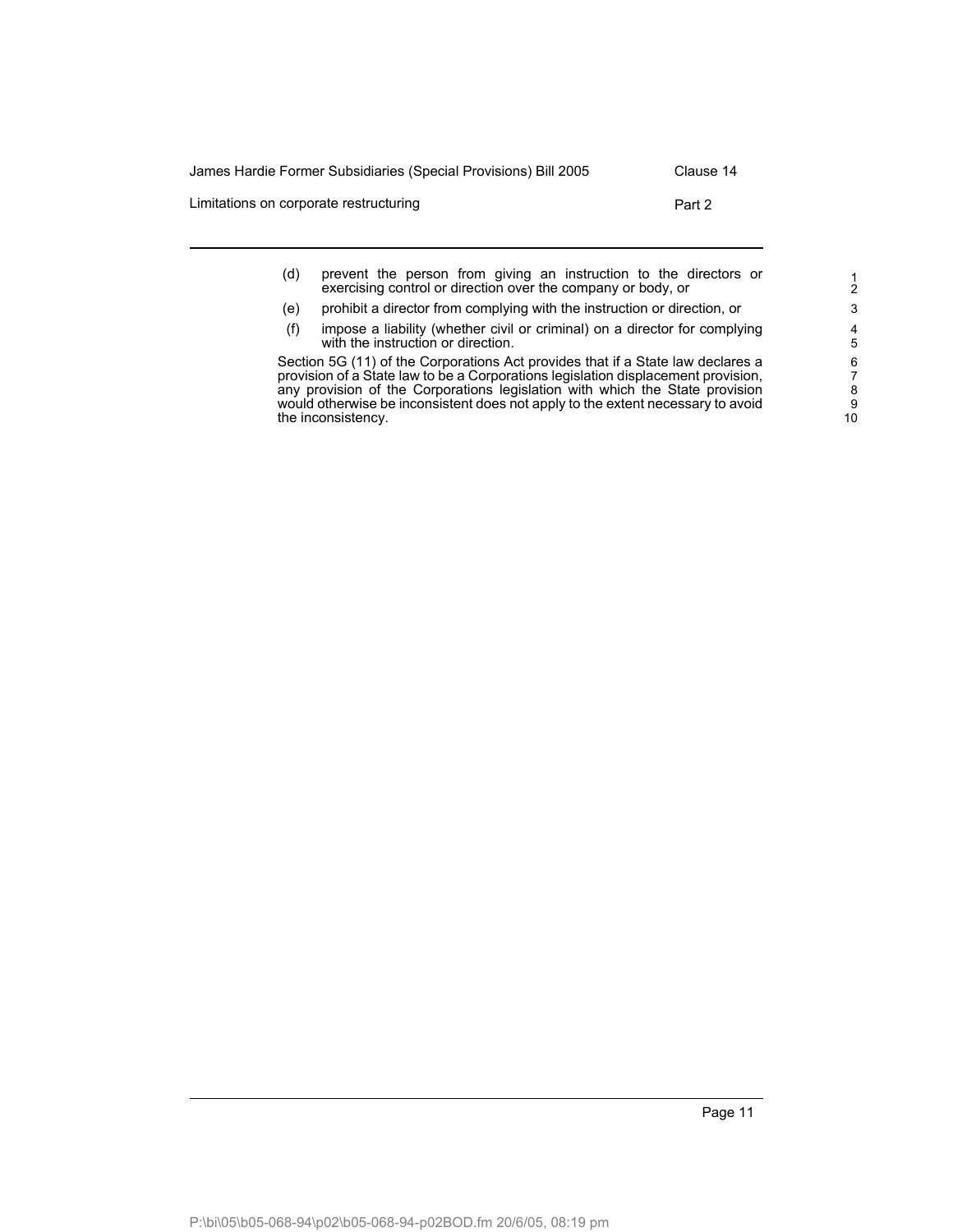(d) prevent the person from giving an instruction to the directors or exercising control or direction over the company or body, or

(e) prohibit a director from complying with the instruction or direction, or

(f) impose a liability (whether civil or criminal) on a director for complying with the instruction or direction.

Section 5G (11) of the Corporations Act provides that if a State law declares a provision of a State law to be a Corporations legislation displacement provision, any provision of the Corporations legislation with which the State provision would otherwise be inconsistent does not apply to the extent necessary to avoid the inconsistency.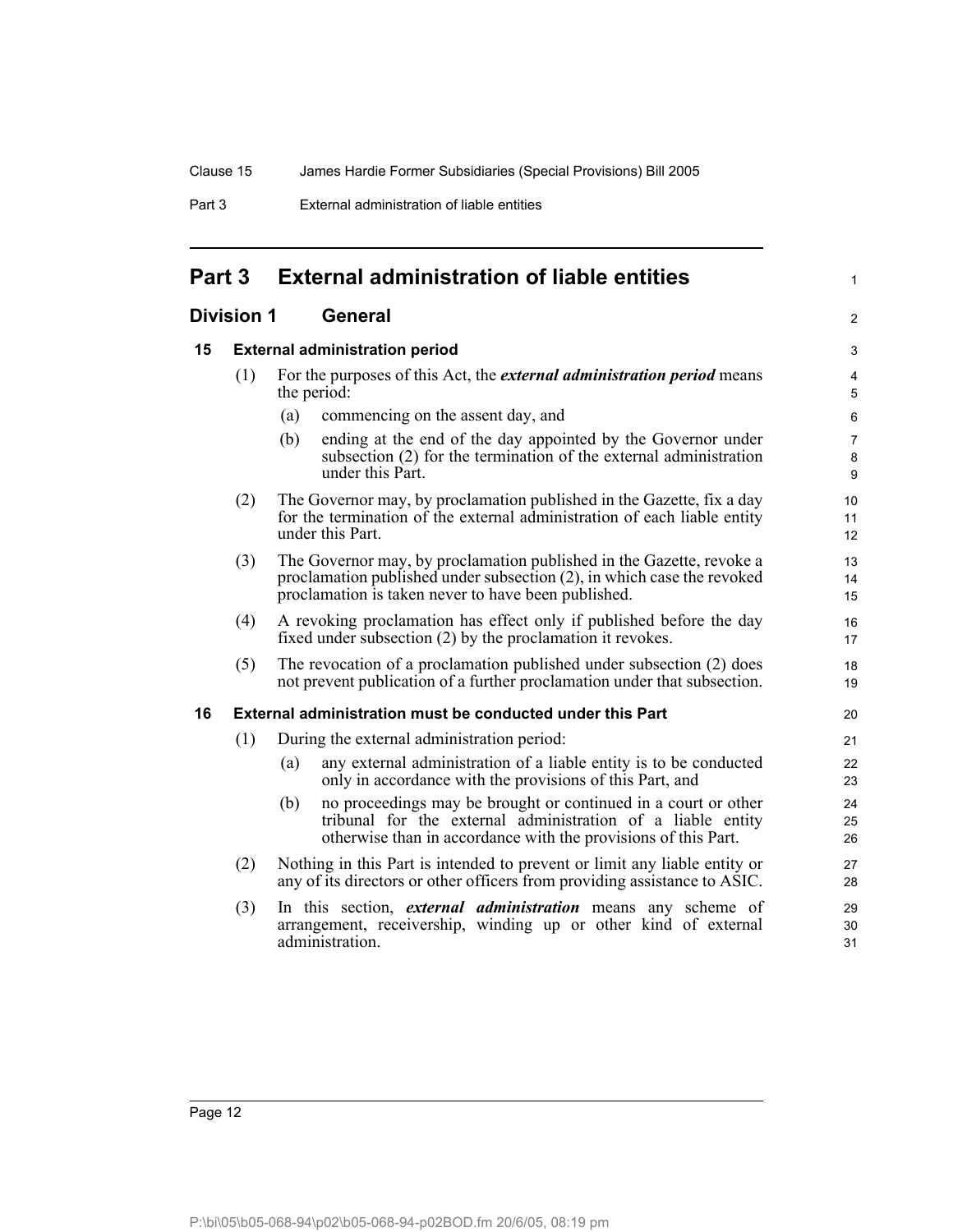# Part 3 External administration of liable entities

## Division 1 General

### 15 External administration period

(1) For the purposes of this Act, the ***external administration period*** means the period:

- (a) commencing on the assent day, and
- (b) ending at the end of the day appointed by the Governor under subsection (2) for the termination of the external administration under this Part.

(2) The Governor may, by proclamation published in the Gazette, fix a day for the termination of the external administration of each liable entity under this Part.

(3) The Governor may, by proclamation published in the Gazette, revoke a proclamation published under subsection (2), in which case the revoked proclamation is taken never to have been published.

(4) A revoking proclamation has effect only if published before the day fixed under subsection (2) by the proclamation it revokes.

(5) The revocation of a proclamation published under subsection (2) does not prevent publication of a further proclamation under that subsection.

### 16 External administration must be conducted under this Part

(1) During the external administration period:

- (a) any external administration of a liable entity is to be conducted only in accordance with the provisions of this Part, and
- (b) no proceedings may be brought or continued in a court or other tribunal for the external administration of a liable entity otherwise than in accordance with the provisions of this Part.

(2) Nothing in this Part is intended to prevent or limit any liable entity or any of its directors or other officers from providing assistance to ASIC.

(3) In this section, ***external administration*** means any scheme of arrangement, receivership, winding up or other kind of external administration.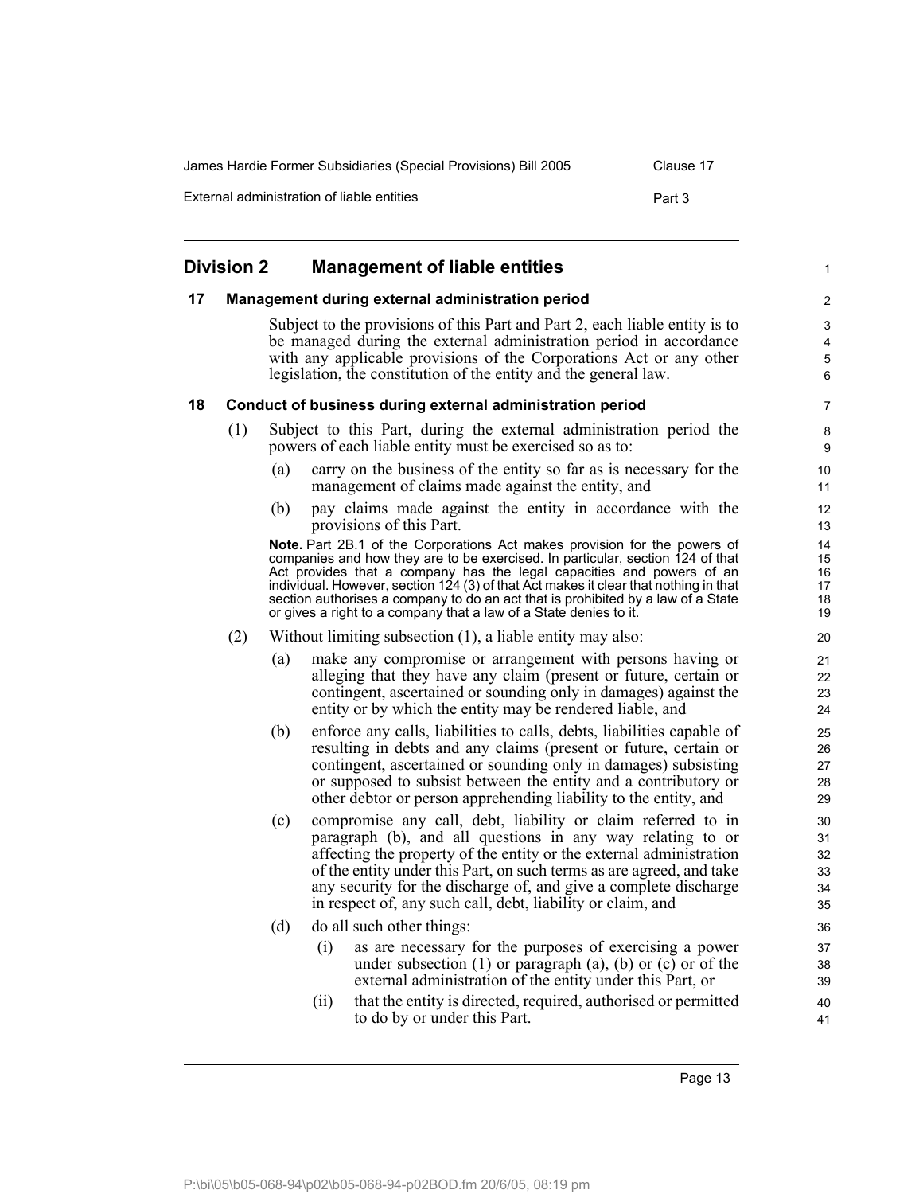## Division 2 Management of liable entities

### 17 Management during external administration period

Subject to the provisions of this Part and Part 2, each liable entity is to be managed during the external administration period in accordance with any applicable provisions of the Corporations Act or any other legislation, the constitution of the entity and the general law.

### 18 Conduct of business during external administration period

(1) Subject to this Part, during the external administration period the powers of each liable entity must be exercised so as to:

- (a) carry on the business of the entity so far as is necessary for the management of claims made against the entity, and
- (b) pay claims made against the entity in accordance with the provisions of this Part.

**Note.** Part 2B.1 of the Corporations Act makes provision for the powers of companies and how they are to be exercised. In particular, section 124 of that Act provides that a company has the legal capacities and powers of an individual. However, section 124 (3) of that Act makes it clear that nothing in that section authorises a company to do an act that is prohibited by a law of a State or gives a right to a company that a law of a State denies to it.

(2) Without limiting subsection (1), a liable entity may also:

- (a) make any compromise or arrangement with persons having or alleging that they have any claim (present or future, certain or contingent, ascertained or sounding only in damages) against the entity or by which the entity may be rendered liable, and
- (b) enforce any calls, liabilities to calls, debts, liabilities capable of resulting in debts and any claims (present or future, certain or contingent, ascertained or sounding only in damages) subsisting or supposed to subsist between the entity and a contributory or other debtor or person apprehending liability to the entity, and
- (c) compromise any call, debt, liability or claim referred to in paragraph (b), and all questions in any way relating to or affecting the property of the entity or the external administration of the entity under this Part, on such terms as are agreed, and take any security for the discharge of, and give a complete discharge in respect of, any such call, debt, liability or claim, and
- (d) do all such other things:
  - (i) as are necessary for the purposes of exercising a power under subsection (1) or paragraph (a), (b) or (c) or of the external administration of the entity under this Part, or
  - (ii) that the entity is directed, required, authorised or permitted to do by or under this Part.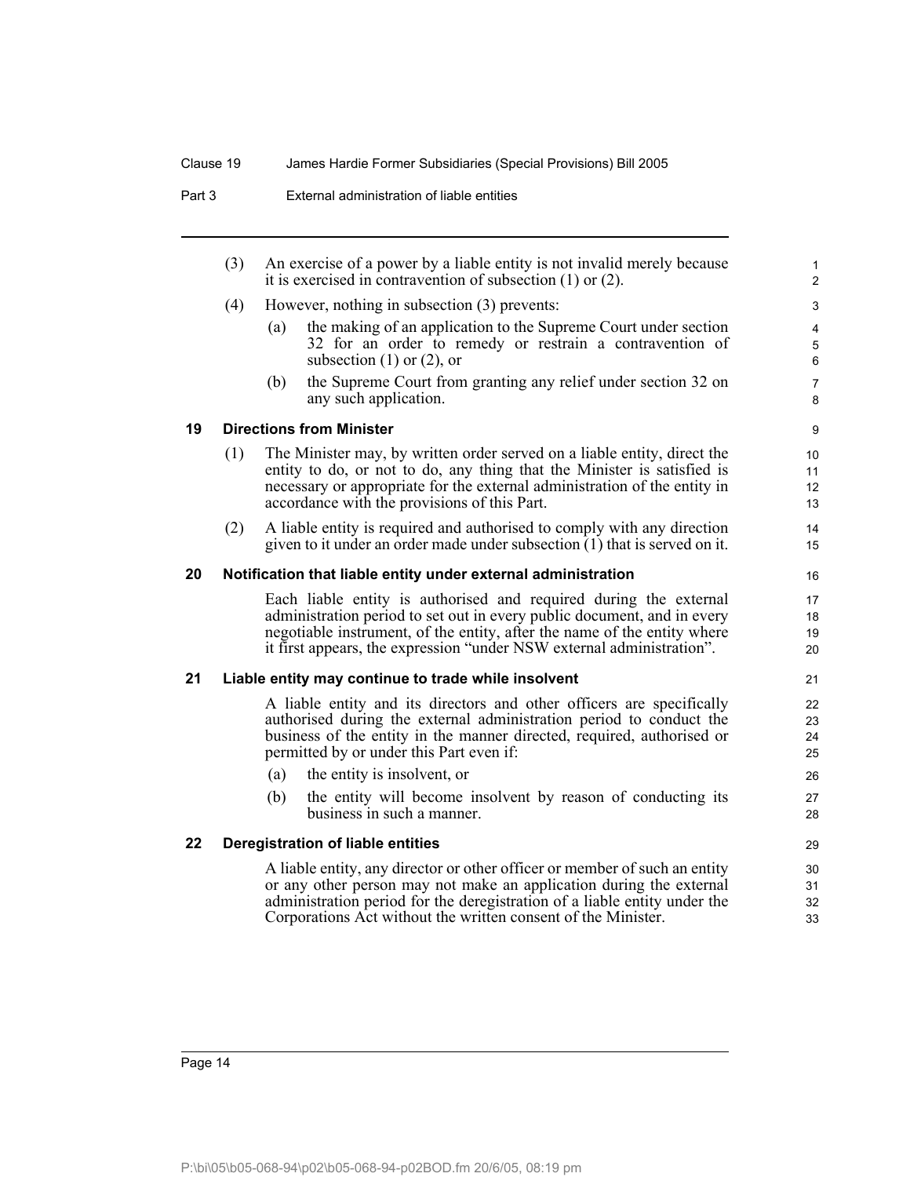(3) An exercise of a power by a liable entity is not invalid merely because it is exercised in contravention of subsection (1) or (2).

(4) However, nothing in subsection (3) prevents:

(a) the making of an application to the Supreme Court under section 32 for an order to remedy or restrain a contravention of subsection (1) or (2), or

(b) the Supreme Court from granting any relief under section 32 on any such application.

### 19 Directions from Minister

(1) The Minister may, by written order served on a liable entity, direct the entity to do, or not to do, any thing that the Minister is satisfied is necessary or appropriate for the external administration of the entity in accordance with the provisions of this Part.

(2) A liable entity is required and authorised to comply with any direction given to it under an order made under subsection (1) that is served on it.

### 20 Notification that liable entity under external administration

Each liable entity is authorised and required during the external administration period to set out in every public document, and in every negotiable instrument, of the entity, after the name of the entity where it first appears, the expression "under NSW external administration".

### 21 Liable entity may continue to trade while insolvent

A liable entity and its directors and other officers are specifically authorised during the external administration period to conduct the business of the entity in the manner directed, required, authorised or permitted by or under this Part even if:

(a) the entity is insolvent, or

(b) the entity will become insolvent by reason of conducting its business in such a manner.

### 22 Deregistration of liable entities

A liable entity, any director or other officer or member of such an entity or any other person may not make an application during the external administration period for the deregistration of a liable entity under the Corporations Act without the written consent of the Minister.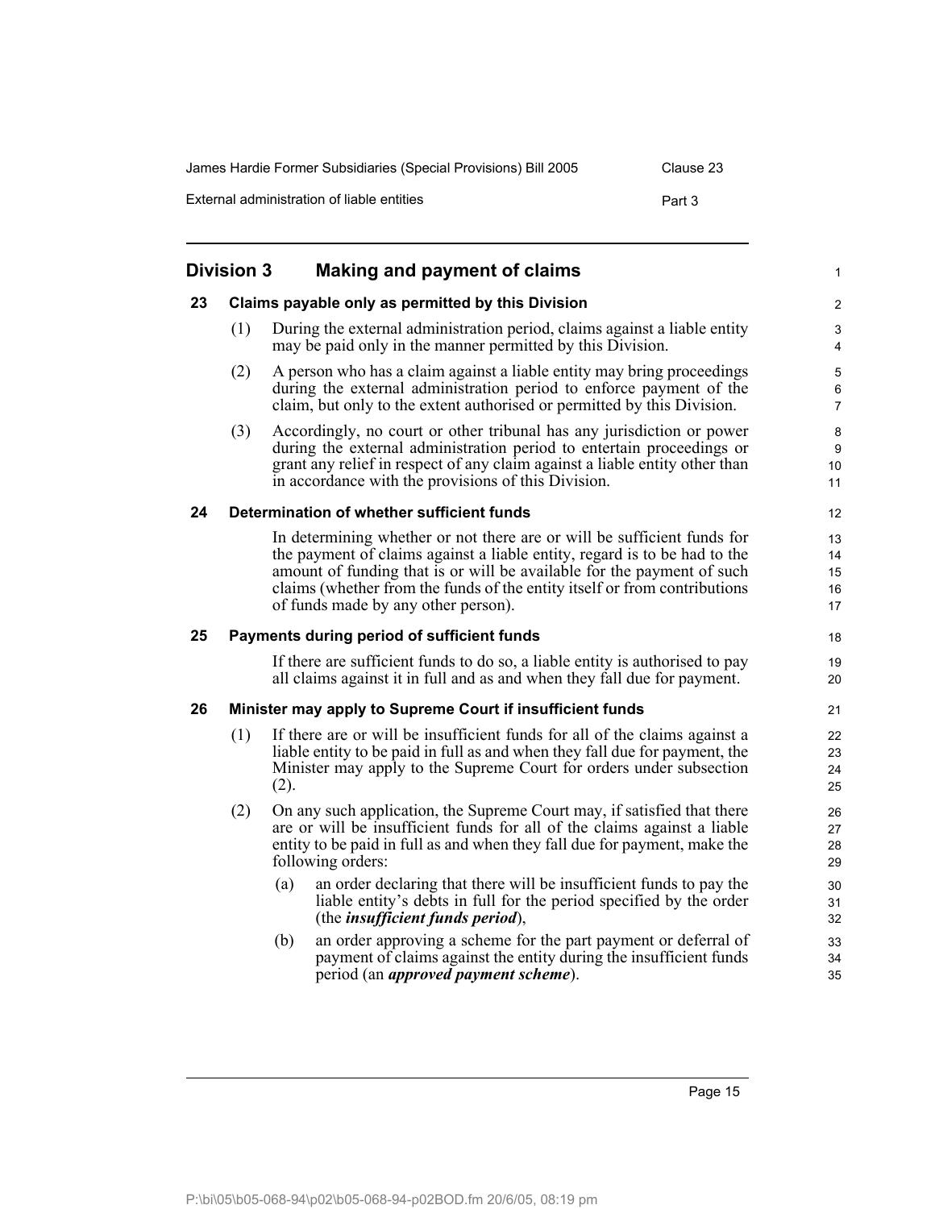## Division 3 Making and payment of claims

### 23 Claims payable only as permitted by this Division

(1) During the external administration period, claims against a liable entity may be paid only in the manner permitted by this Division.

(2) A person who has a claim against a liable entity may bring proceedings during the external administration period to enforce payment of the claim, but only to the extent authorised or permitted by this Division.

(3) Accordingly, no court or other tribunal has any jurisdiction or power during the external administration period to entertain proceedings or grant any relief in respect of any claim against a liable entity other than in accordance with the provisions of this Division.

### 24 Determination of whether sufficient funds

In determining whether or not there are or will be sufficient funds for the payment of claims against a liable entity, regard is to be had to the amount of funding that is or will be available for the payment of such claims (whether from the funds of the entity itself or from contributions of funds made by any other person).

### 25 Payments during period of sufficient funds

If there are sufficient funds to do so, a liable entity is authorised to pay all claims against it in full and as and when they fall due for payment.

### 26 Minister may apply to Supreme Court if insufficient funds

(1) If there are or will be insufficient funds for all of the claims against a liable entity to be paid in full as and when they fall due for payment, the Minister may apply to the Supreme Court for orders under subsection (2).

(2) On any such application, the Supreme Court may, if satisfied that there are or will be insufficient funds for all of the claims against a liable entity to be paid in full as and when they fall due for payment, make the following orders:

(a) an order declaring that there will be insufficient funds to pay the liable entity's debts in full for the period specified by the order (the ***insufficient funds period***),

(b) an order approving a scheme for the part payment or deferral of payment of claims against the entity during the insufficient funds period (an ***approved payment scheme***).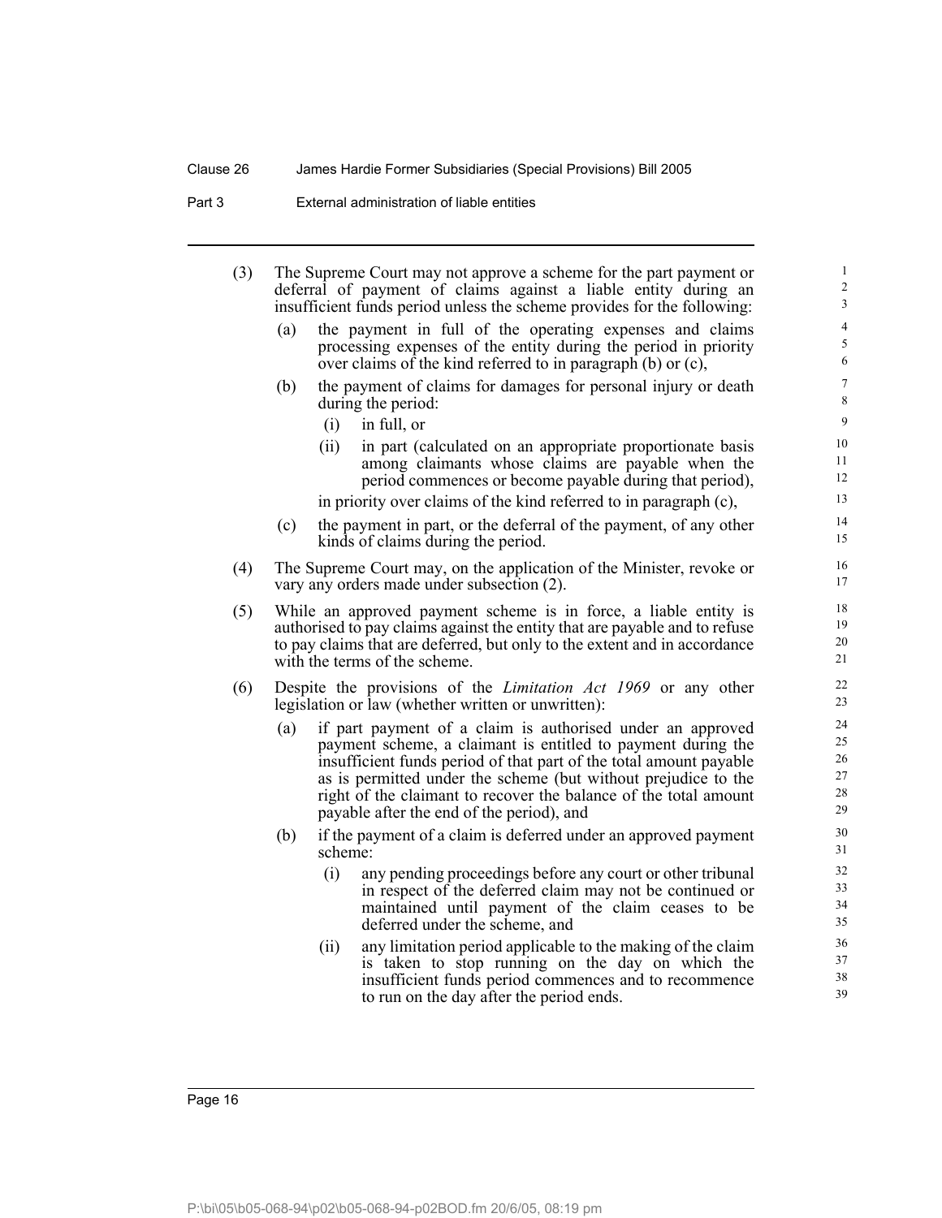(3) The Supreme Court may not approve a scheme for the part payment or deferral of payment of claims against a liable entity during an insufficient funds period unless the scheme provides for the following:

(a) the payment in full of the operating expenses and claims processing expenses of the entity during the period in priority over claims of the kind referred to in paragraph (b) or (c),

(b) the payment of claims for damages for personal injury or death during the period:

(i) in full, or

(ii) in part (calculated on an appropriate proportionate basis among claimants whose claims are payable when the period commences or become payable during that period),

in priority over claims of the kind referred to in paragraph (c),

(c) the payment in part, or the deferral of the payment, of any other kinds of claims during the period.

(4) The Supreme Court may, on the application of the Minister, revoke or vary any orders made under subsection (2).

(5) While an approved payment scheme is in force, a liable entity is authorised to pay claims against the entity that are payable and to refuse to pay claims that are deferred, but only to the extent and in accordance with the terms of the scheme.

(6) Despite the provisions of the *Limitation Act 1969* or any other legislation or law (whether written or unwritten):

(a) if part payment of a claim is authorised under an approved payment scheme, a claimant is entitled to payment during the insufficient funds period of that part of the total amount payable as is permitted under the scheme (but without prejudice to the right of the claimant to recover the balance of the total amount payable after the end of the period), and

(b) if the payment of a claim is deferred under an approved payment scheme:

(i) any pending proceedings before any court or other tribunal in respect of the deferred claim may not be continued or maintained until payment of the claim ceases to be deferred under the scheme, and

(ii) any limitation period applicable to the making of the claim is taken to stop running on the day on which the insufficient funds period commences and to recommence to run on the day after the period ends.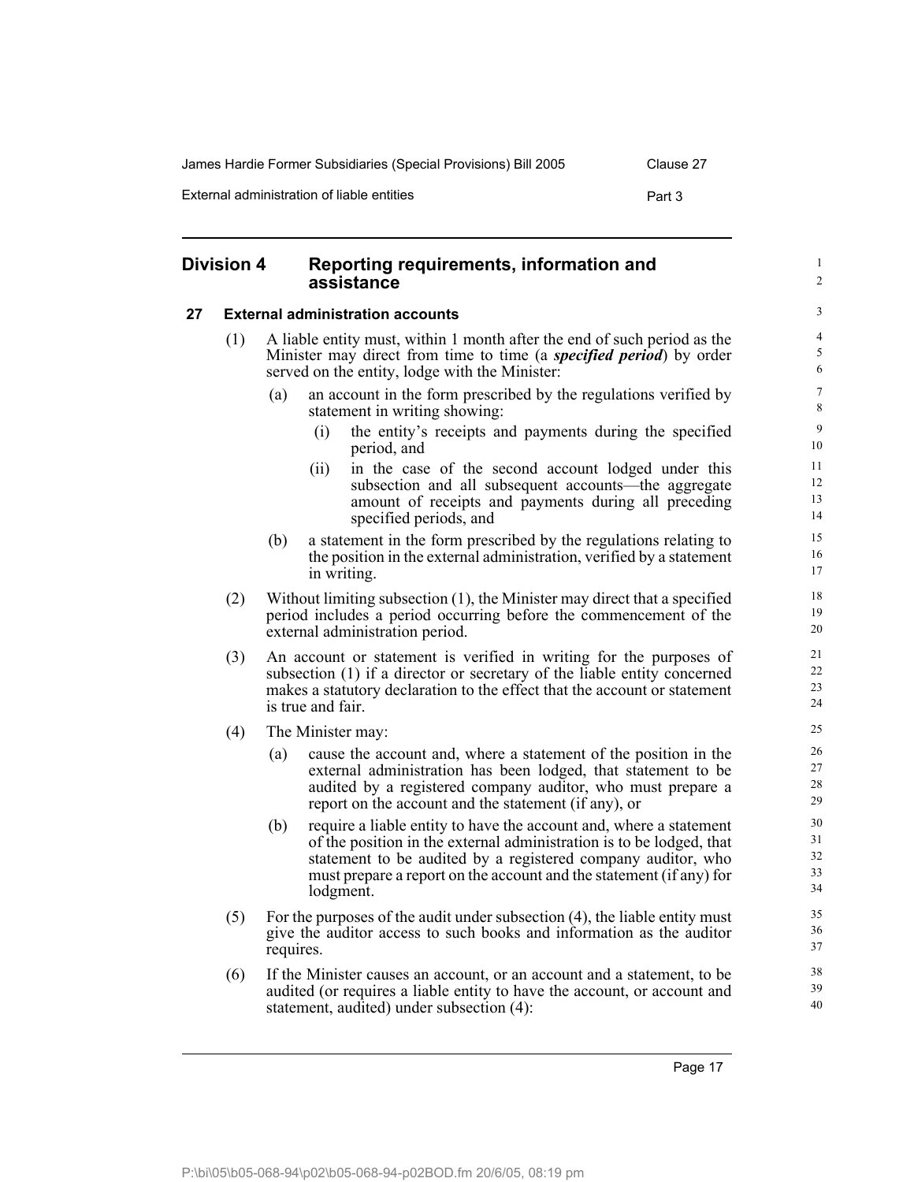## Division 4 Reporting requirements, information and assistance

### 27 External administration accounts

(1) A liable entity must, within 1 month after the end of such period as the Minister may direct from time to time (a ***specified period***) by order served on the entity, lodge with the Minister:

- (a) an account in the form prescribed by the regulations verified by statement in writing showing:
  - (i) the entity's receipts and payments during the specified period, and
  - (ii) in the case of the second account lodged under this subsection and all subsequent accounts—the aggregate amount of receipts and payments during all preceding specified periods, and
- (b) a statement in the form prescribed by the regulations relating to the position in the external administration, verified by a statement in writing.

(2) Without limiting subsection (1), the Minister may direct that a specified period includes a period occurring before the commencement of the external administration period.

(3) An account or statement is verified in writing for the purposes of subsection (1) if a director or secretary of the liable entity concerned makes a statutory declaration to the effect that the account or statement is true and fair.

(4) The Minister may:

- (a) cause the account and, where a statement of the position in the external administration has been lodged, that statement to be audited by a registered company auditor, who must prepare a report on the account and the statement (if any), or
- (b) require a liable entity to have the account and, where a statement of the position in the external administration is to be lodged, that statement to be audited by a registered company auditor, who must prepare a report on the account and the statement (if any) for lodgment.

(5) For the purposes of the audit under subsection (4), the liable entity must give the auditor access to such books and information as the auditor requires.

(6) If the Minister causes an account, or an account and a statement, to be audited (or requires a liable entity to have the account, or account and statement, audited) under subsection (4):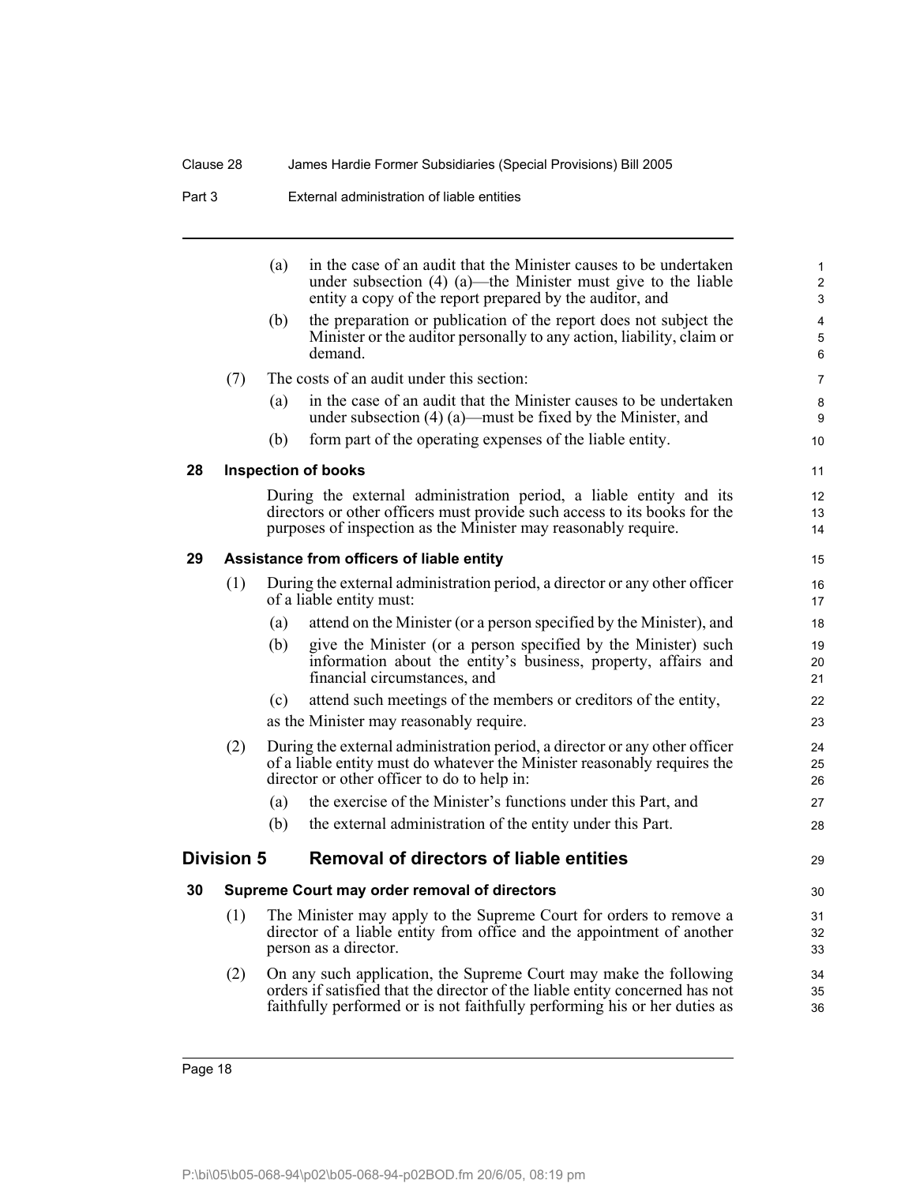(a) in the case of an audit that the Minister causes to be undertaken under subsection (4) (a)—the Minister must give to the liable entity a copy of the report prepared by the auditor, and

(b) the preparation or publication of the report does not subject the Minister or the auditor personally to any action, liability, claim or demand.

(7) The costs of an audit under this section:

(a) in the case of an audit that the Minister causes to be undertaken under subsection (4) (a)—must be fixed by the Minister, and

(b) form part of the operating expenses of the liable entity.

### 28 Inspection of books

During the external administration period, a liable entity and its directors or other officers must provide such access to its books for the purposes of inspection as the Minister may reasonably require.

### 29 Assistance from officers of liable entity

(1) During the external administration period, a director or any other officer of a liable entity must:

(a) attend on the Minister (or a person specified by the Minister), and

(b) give the Minister (or a person specified by the Minister) such information about the entity's business, property, affairs and financial circumstances, and

(c) attend such meetings of the members or creditors of the entity,

as the Minister may reasonably require.

(2) During the external administration period, a director or any other officer of a liable entity must do whatever the Minister reasonably requires the director or other officer to do to help in:

(a) the exercise of the Minister's functions under this Part, and

(b) the external administration of the entity under this Part.

## Division 5 Removal of directors of liable entities

### 30 Supreme Court may order removal of directors

(1) The Minister may apply to the Supreme Court for orders to remove a director of a liable entity from office and the appointment of another person as a director.

(2) On any such application, the Supreme Court may make the following orders if satisfied that the director of the liable entity concerned has not faithfully performed or is not faithfully performing his or her duties as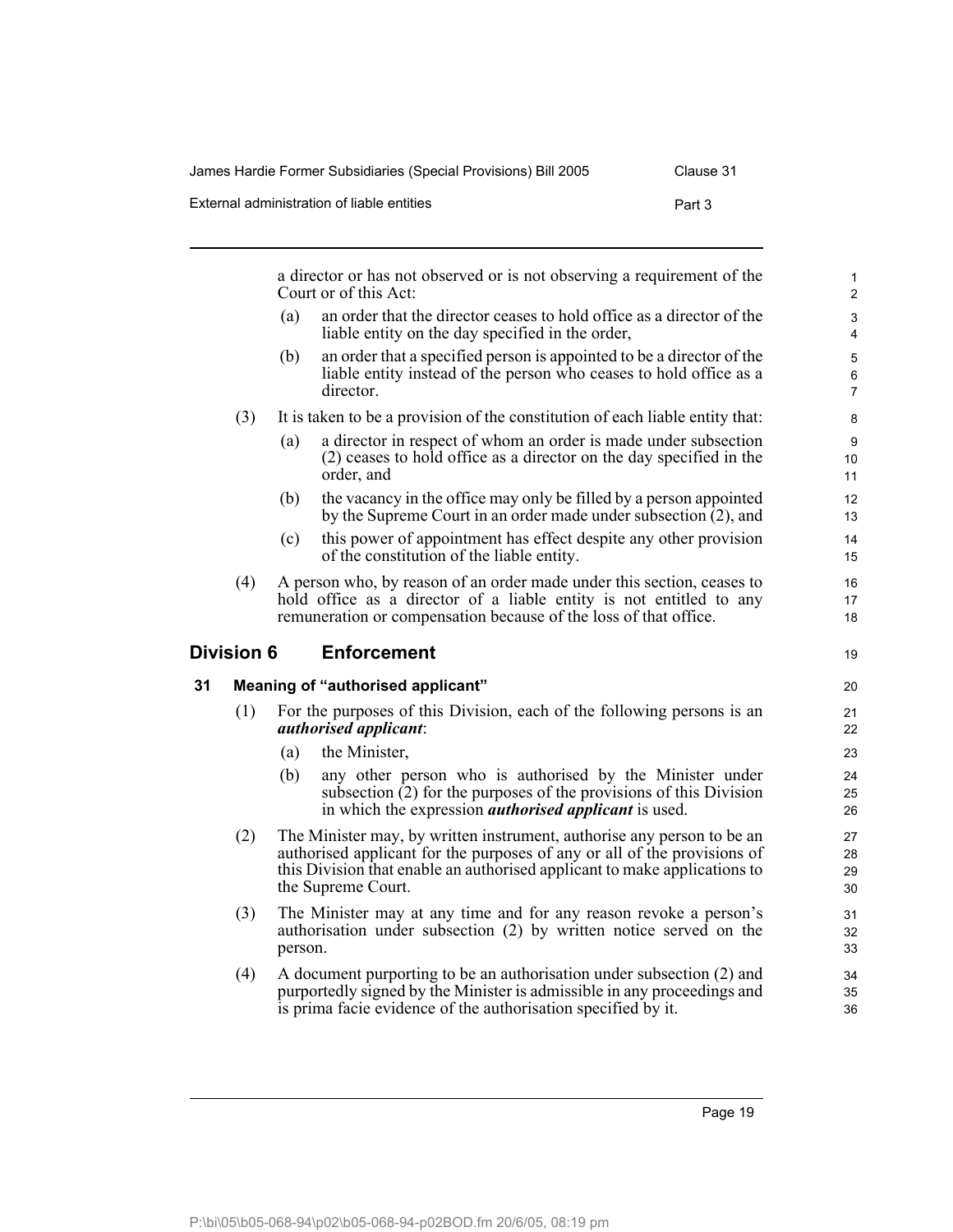a director or has not observed or is not observing a requirement of the Court or of this Act:

(a) an order that the director ceases to hold office as a director of the liable entity on the day specified in the order,

(b) an order that a specified person is appointed to be a director of the liable entity instead of the person who ceases to hold office as a director.

(3) It is taken to be a provision of the constitution of each liable entity that:

(a) a director in respect of whom an order is made under subsection (2) ceases to hold office as a director on the day specified in the order, and

(b) the vacancy in the office may only be filled by a person appointed by the Supreme Court in an order made under subsection (2), and

(c) this power of appointment has effect despite any other provision of the constitution of the liable entity.

(4) A person who, by reason of an order made under this section, ceases to hold office as a director of a liable entity is not entitled to any remuneration or compensation because of the loss of that office.

## Division 6 Enforcement

### 31 Meaning of "authorised applicant"

(1) For the purposes of this Division, each of the following persons is an ***authorised applicant***:

(a) the Minister,

(b) any other person who is authorised by the Minister under subsection (2) for the purposes of the provisions of this Division in which the expression ***authorised applicant*** is used.

(2) The Minister may, by written instrument, authorise any person to be an authorised applicant for the purposes of any or all of the provisions of this Division that enable an authorised applicant to make applications to the Supreme Court.

(3) The Minister may at any time and for any reason revoke a person's authorisation under subsection (2) by written notice served on the person.

(4) A document purporting to be an authorisation under subsection (2) and purportedly signed by the Minister is admissible in any proceedings and is prima facie evidence of the authorisation specified by it.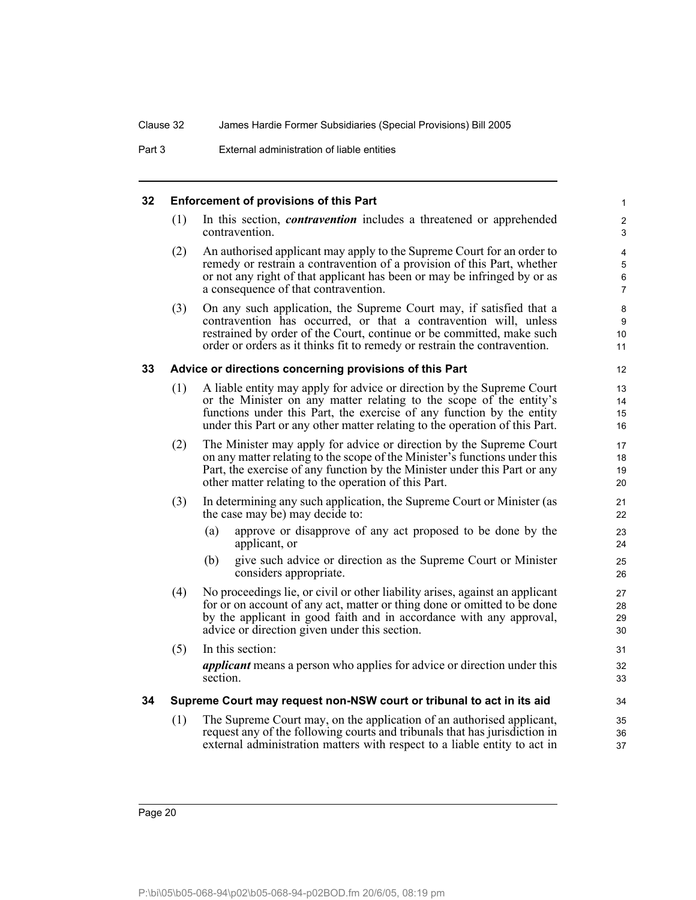### 32 Enforcement of provisions of this Part

(1) In this section, ***contravention*** includes a threatened or apprehended contravention.

(2) An authorised applicant may apply to the Supreme Court for an order to remedy or restrain a contravention of a provision of this Part, whether or not any right of that applicant has been or may be infringed by or as a consequence of that contravention.

(3) On any such application, the Supreme Court may, if satisfied that a contravention has occurred, or that a contravention will, unless restrained by order of the Court, continue or be committed, make such order or orders as it thinks fit to remedy or restrain the contravention.

### 33 Advice or directions concerning provisions of this Part

(1) A liable entity may apply for advice or direction by the Supreme Court or the Minister on any matter relating to the scope of the entity's functions under this Part, the exercise of any function by the entity under this Part or any other matter relating to the operation of this Part.

(2) The Minister may apply for advice or direction by the Supreme Court on any matter relating to the scope of the Minister's functions under this Part, the exercise of any function by the Minister under this Part or any other matter relating to the operation of this Part.

(3) In determining any such application, the Supreme Court or Minister (as the case may be) may decide to:

- (a) approve or disapprove of any act proposed to be done by the applicant, or
- (b) give such advice or direction as the Supreme Court or Minister considers appropriate.

(4) No proceedings lie, or civil or other liability arises, against an applicant for or on account of any act, matter or thing done or omitted to be done by the applicant in good faith and in accordance with any approval, advice or direction given under this section.

(5) In this section:

***applicant*** means a person who applies for advice or direction under this section.

### 34 Supreme Court may request non-NSW court or tribunal to act in its aid

(1) The Supreme Court may, on the application of an authorised applicant, request any of the following courts and tribunals that has jurisdiction in external administration matters with respect to a liable entity to act in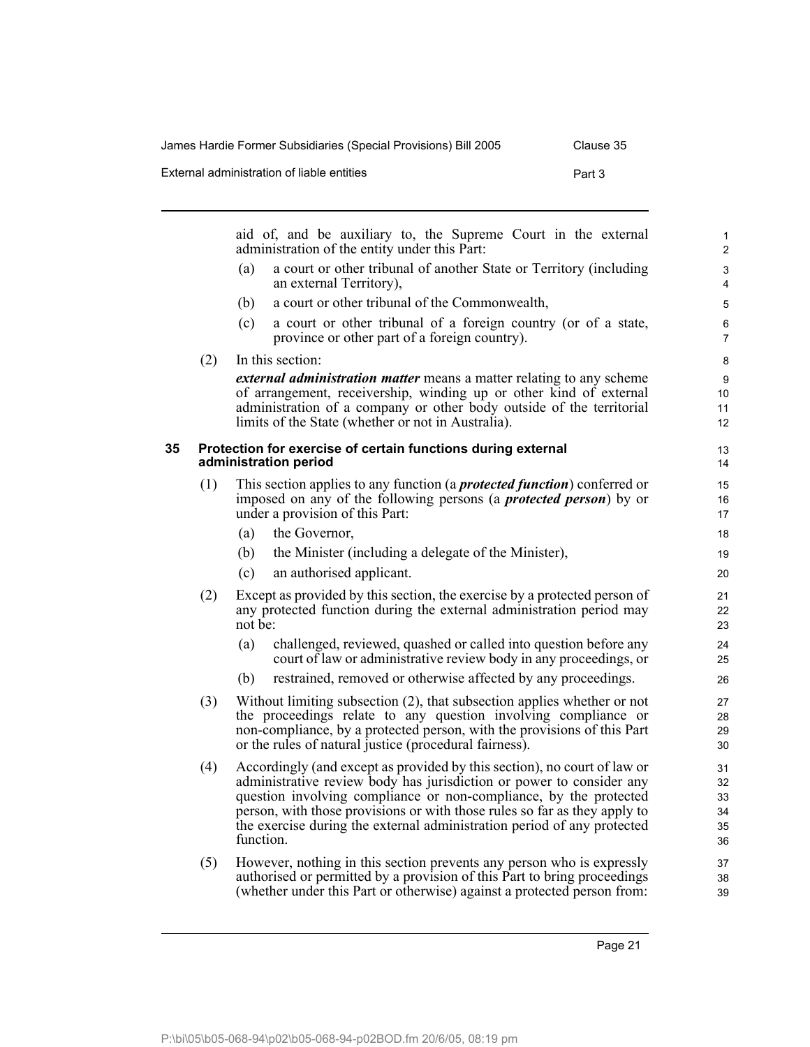aid of, and be auxiliary to, the Supreme Court in the external administration of the entity under this Part:

(a) a court or other tribunal of another State or Territory (including an external Territory),

(b) a court or other tribunal of the Commonwealth,

(c) a court or other tribunal of a foreign country (or of a state, province or other part of a foreign country).

(2) In this section:

***external administration matter*** means a matter relating to any scheme of arrangement, receivership, winding up or other kind of external administration of a company or other body outside of the territorial limits of the State (whether or not in Australia).

## 35 Protection for exercise of certain functions during external administration period

(1) This section applies to any function (a ***protected function***) conferred or imposed on any of the following persons (a ***protected person***) by or under a provision of this Part:

(a) the Governor,

(b) the Minister (including a delegate of the Minister),

(c) an authorised applicant.

(2) Except as provided by this section, the exercise by a protected person of any protected function during the external administration period may not be:

(a) challenged, reviewed, quashed or called into question before any court of law or administrative review body in any proceedings, or

(b) restrained, removed or otherwise affected by any proceedings.

(3) Without limiting subsection (2), that subsection applies whether or not the proceedings relate to any question involving compliance or non-compliance, by a protected person, with the provisions of this Part or the rules of natural justice (procedural fairness).

(4) Accordingly (and except as provided by this section), no court of law or administrative review body has jurisdiction or power to consider any question involving compliance or non-compliance, by the protected person, with those provisions or with those rules so far as they apply to the exercise during the external administration period of any protected function.

(5) However, nothing in this section prevents any person who is expressly authorised or permitted by a provision of this Part to bring proceedings (whether under this Part or otherwise) against a protected person from: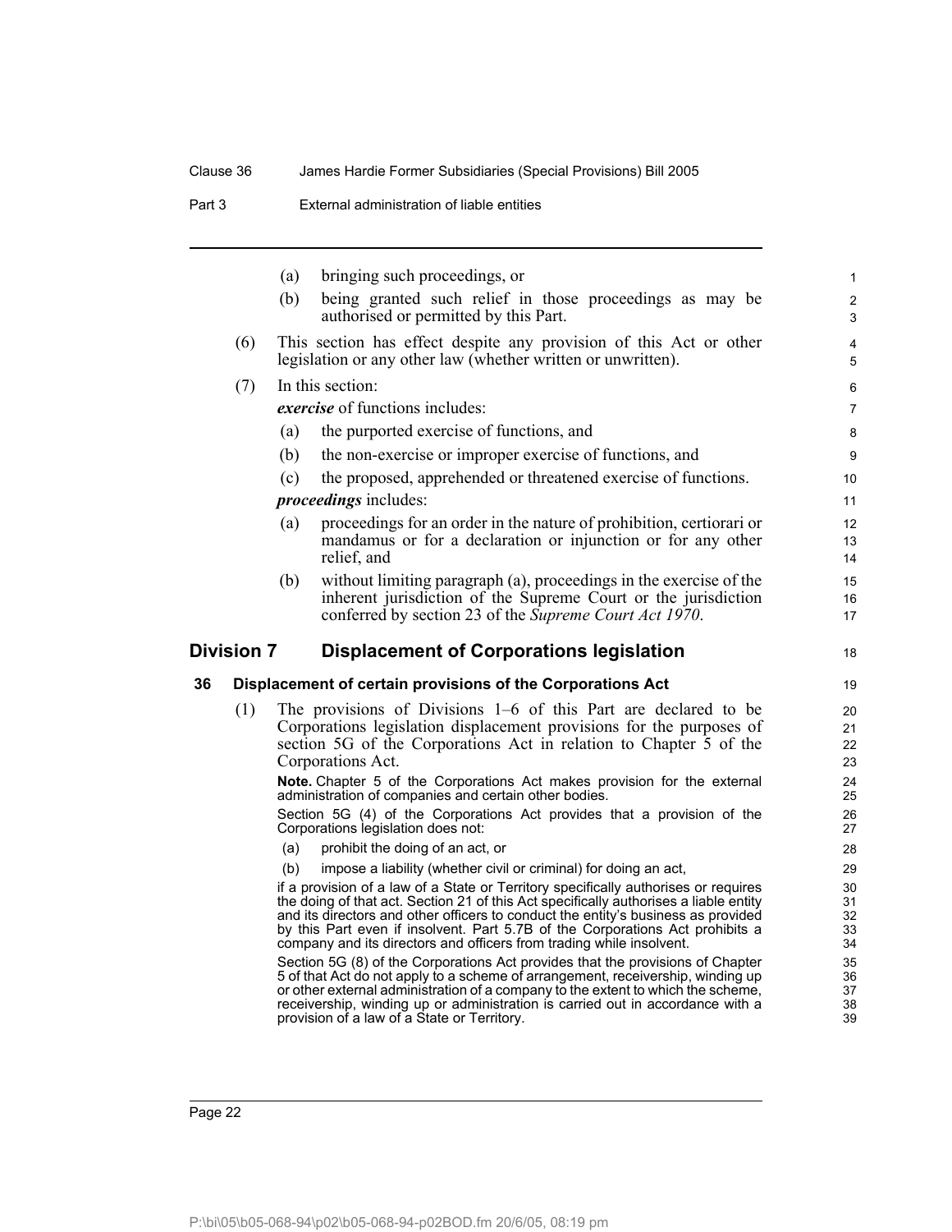(a) bringing such proceedings, or

(b) being granted such relief in those proceedings as may be authorised or permitted by this Part.

(6) This section has effect despite any provision of this Act or other legislation or any other law (whether written or unwritten).

(7) In this section:

***exercise*** of functions includes:

(a) the purported exercise of functions, and

(b) the non-exercise or improper exercise of functions, and

(c) the proposed, apprehended or threatened exercise of functions.

***proceedings*** includes:

(a) proceedings for an order in the nature of prohibition, certiorari or mandamus or for a declaration or injunction or for any other relief, and

(b) without limiting paragraph (a), proceedings in the exercise of the inherent jurisdiction of the Supreme Court or the jurisdiction conferred by section 23 of the *Supreme Court Act 1970*.

## Division 7 Displacement of Corporations legislation

### 36 Displacement of certain provisions of the Corporations Act

(1) The provisions of Divisions 1–6 of this Part are declared to be Corporations legislation displacement provisions for the purposes of section 5G of the Corporations Act in relation to Chapter 5 of the Corporations Act.

**Note.** Chapter 5 of the Corporations Act makes provision for the external administration of companies and certain other bodies.

Section 5G (4) of the Corporations Act provides that a provision of the Corporations legislation does not:

(a) prohibit the doing of an act, or

(b) impose a liability (whether civil or criminal) for doing an act,

if a provision of a law of a State or Territory specifically authorises or requires the doing of that act. Section 21 of this Act specifically authorises a liable entity and its directors and other officers to conduct the entity's business as provided by this Part even if insolvent. Part 5.7B of the Corporations Act prohibits a company and its directors and officers from trading while insolvent.

Section 5G (8) of the Corporations Act provides that the provisions of Chapter 5 of that Act do not apply to a scheme of arrangement, receivership, winding up or other external administration of a company to the extent to which the scheme, receivership, winding up or administration is carried out in accordance with a provision of a law of a State or Territory.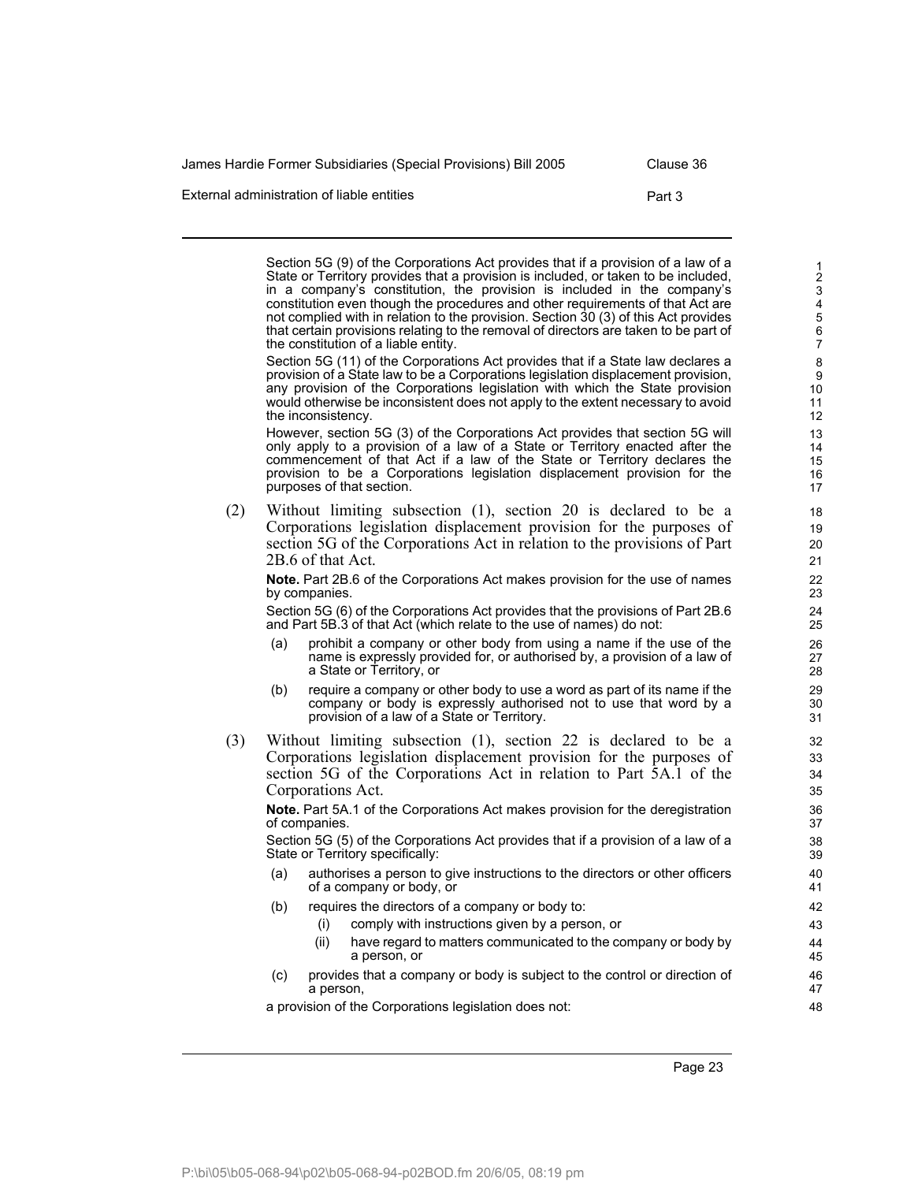Section 5G (9) of the Corporations Act provides that if a provision of a law of a State or Territory provides that a provision is included, or taken to be included, in a company's constitution, the provision is included in the company's constitution even though the procedures and other requirements of that Act are not complied with in relation to the provision. Section 30 (3) of this Act provides that certain provisions relating to the removal of directors are taken to be part of the constitution of a liable entity.

Section 5G (11) of the Corporations Act provides that if a State law declares a provision of a State law to be a Corporations legislation displacement provision, any provision of the Corporations legislation with which the State provision would otherwise be inconsistent does not apply to the extent necessary to avoid the inconsistency.

However, section 5G (3) of the Corporations Act provides that section 5G will only apply to a provision of a law of a State or Territory enacted after the commencement of that Act if a law of the State or Territory declares the provision to be a Corporations legislation displacement provision for the purposes of that section.

(2) Without limiting subsection (1), section 20 is declared to be a Corporations legislation displacement provision for the purposes of section 5G of the Corporations Act in relation to the provisions of Part 2B.6 of that Act.

**Note.** Part 2B.6 of the Corporations Act makes provision for the use of names by companies.

Section 5G (6) of the Corporations Act provides that the provisions of Part 2B.6 and Part 5B.3 of that Act (which relate to the use of names) do not:

- (a) prohibit a company or other body from using a name if the use of the name is expressly provided for, or authorised by, a provision of a law of a State or Territory, or
- (b) require a company or other body to use a word as part of its name if the company or body is expressly authorised not to use that word by a provision of a law of a State or Territory.

(3) Without limiting subsection (1), section 22 is declared to be a Corporations legislation displacement provision for the purposes of section 5G of the Corporations Act in relation to Part 5A.1 of the Corporations Act.

**Note.** Part 5A.1 of the Corporations Act makes provision for the deregistration of companies.

Section 5G (5) of the Corporations Act provides that if a provision of a law of a State or Territory specifically:

- (a) authorises a person to give instructions to the directors or other officers of a company or body, or
- (b) requires the directors of a company or body to:
  - (i) comply with instructions given by a person, or
  - (ii) have regard to matters communicated to the company or body by a person, or
- (c) provides that a company or body is subject to the control or direction of a person,

a provision of the Corporations legislation does not: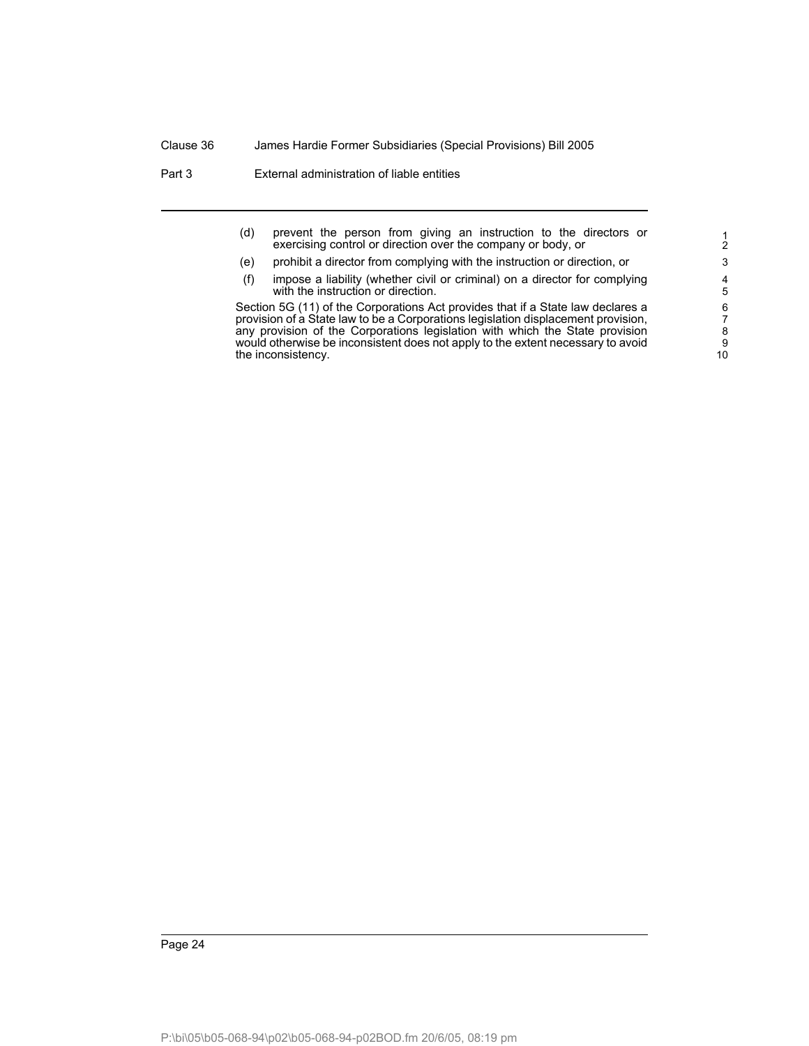(d) prevent the person from giving an instruction to the directors or exercising control or direction over the company or body, or

(e) prohibit a director from complying with the instruction or direction, or

(f) impose a liability (whether civil or criminal) on a director for complying with the instruction or direction.

Section 5G (11) of the Corporations Act provides that if a State law declares a provision of a State law to be a Corporations legislation displacement provision, any provision of the Corporations legislation with which the State provision would otherwise be inconsistent does not apply to the extent necessary to avoid the inconsistency.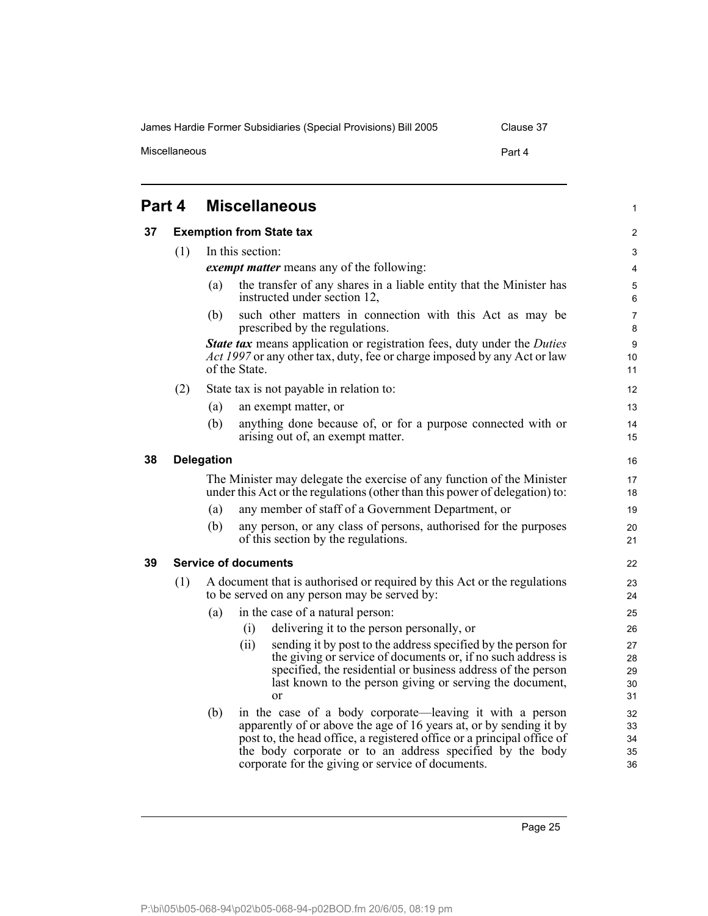# Part 4 Miscellaneous

## 37 Exemption from State tax

(1) In this section:

***exempt matter*** means any of the following:

(a) the transfer of any shares in a liable entity that the Minister has instructed under section 12,

(b) such other matters in connection with this Act as may be prescribed by the regulations.

***State tax*** means application or registration fees, duty under the *Duties Act 1997* or any other tax, duty, fee or charge imposed by any Act or law of the State.

(2) State tax is not payable in relation to:

(a) an exempt matter, or

(b) anything done because of, or for a purpose connected with or arising out of, an exempt matter.

## 38 Delegation

The Minister may delegate the exercise of any function of the Minister under this Act or the regulations (other than this power of delegation) to:

(a) any member of staff of a Government Department, or

(b) any person, or any class of persons, authorised for the purposes of this section by the regulations.

## 39 Service of documents

(1) A document that is authorised or required by this Act or the regulations to be served on any person may be served by:

(a) in the case of a natural person:

(i) delivering it to the person personally, or

(ii) sending it by post to the address specified by the person for the giving or service of documents or, if no such address is specified, the residential or business address of the person last known to the person giving or serving the document, or

(b) in the case of a body corporate—leaving it with a person apparently of or above the age of 16 years at, or by sending it by post to, the head office, a registered office or a principal office of the body corporate or to an address specified by the body corporate for the giving or service of documents.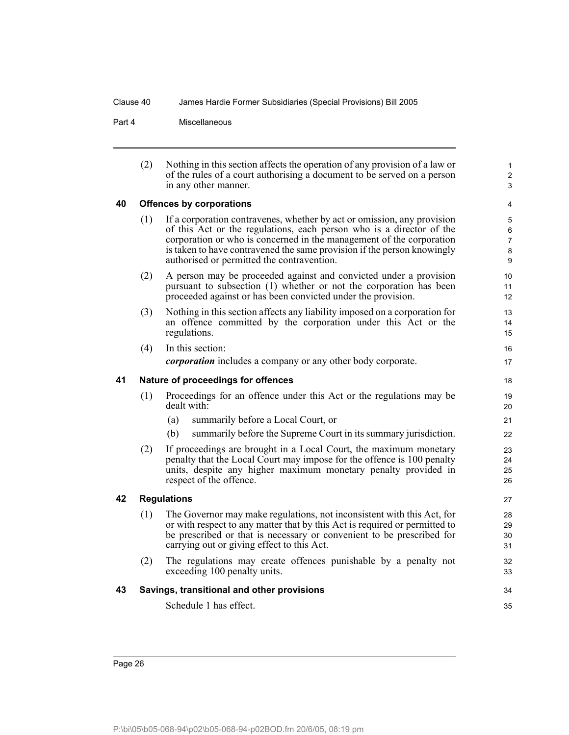(2) Nothing in this section affects the operation of any provision of a law or of the rules of a court authorising a document to be served on a person in any other manner.

## 40 Offences by corporations

(1) If a corporation contravenes, whether by act or omission, any provision of this Act or the regulations, each person who is a director of the corporation or who is concerned in the management of the corporation is taken to have contravened the same provision if the person knowingly authorised or permitted the contravention.

(2) A person may be proceeded against and convicted under a provision pursuant to subsection (1) whether or not the corporation has been proceeded against or has been convicted under the provision.

(3) Nothing in this section affects any liability imposed on a corporation for an offence committed by the corporation under this Act or the regulations.

(4) In this section:

***corporation*** includes a company or any other body corporate.

## 41 Nature of proceedings for offences

(1) Proceedings for an offence under this Act or the regulations may be dealt with:

(a) summarily before a Local Court, or

(b) summarily before the Supreme Court in its summary jurisdiction.

(2) If proceedings are brought in a Local Court, the maximum monetary penalty that the Local Court may impose for the offence is 100 penalty units, despite any higher maximum monetary penalty provided in respect of the offence.

## 42 Regulations

(1) The Governor may make regulations, not inconsistent with this Act, for or with respect to any matter that by this Act is required or permitted to be prescribed or that is necessary or convenient to be prescribed for carrying out or giving effect to this Act.

(2) The regulations may create offences punishable by a penalty not exceeding 100 penalty units.

## 43 Savings, transitional and other provisions

Schedule 1 has effect.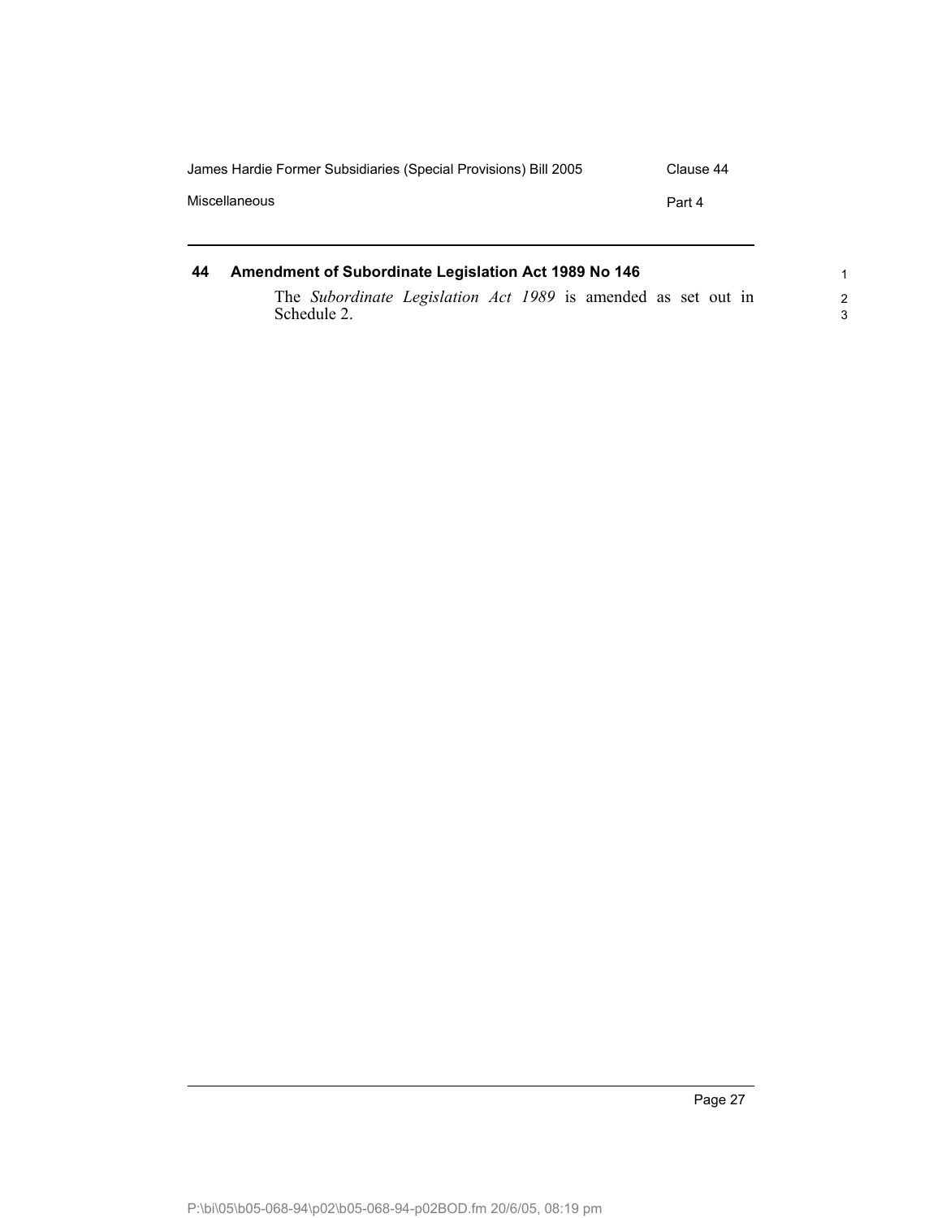## 44 Amendment of Subordinate Legislation Act 1989 No 146

The *Subordinate Legislation Act 1989* is amended as set out in Schedule 2.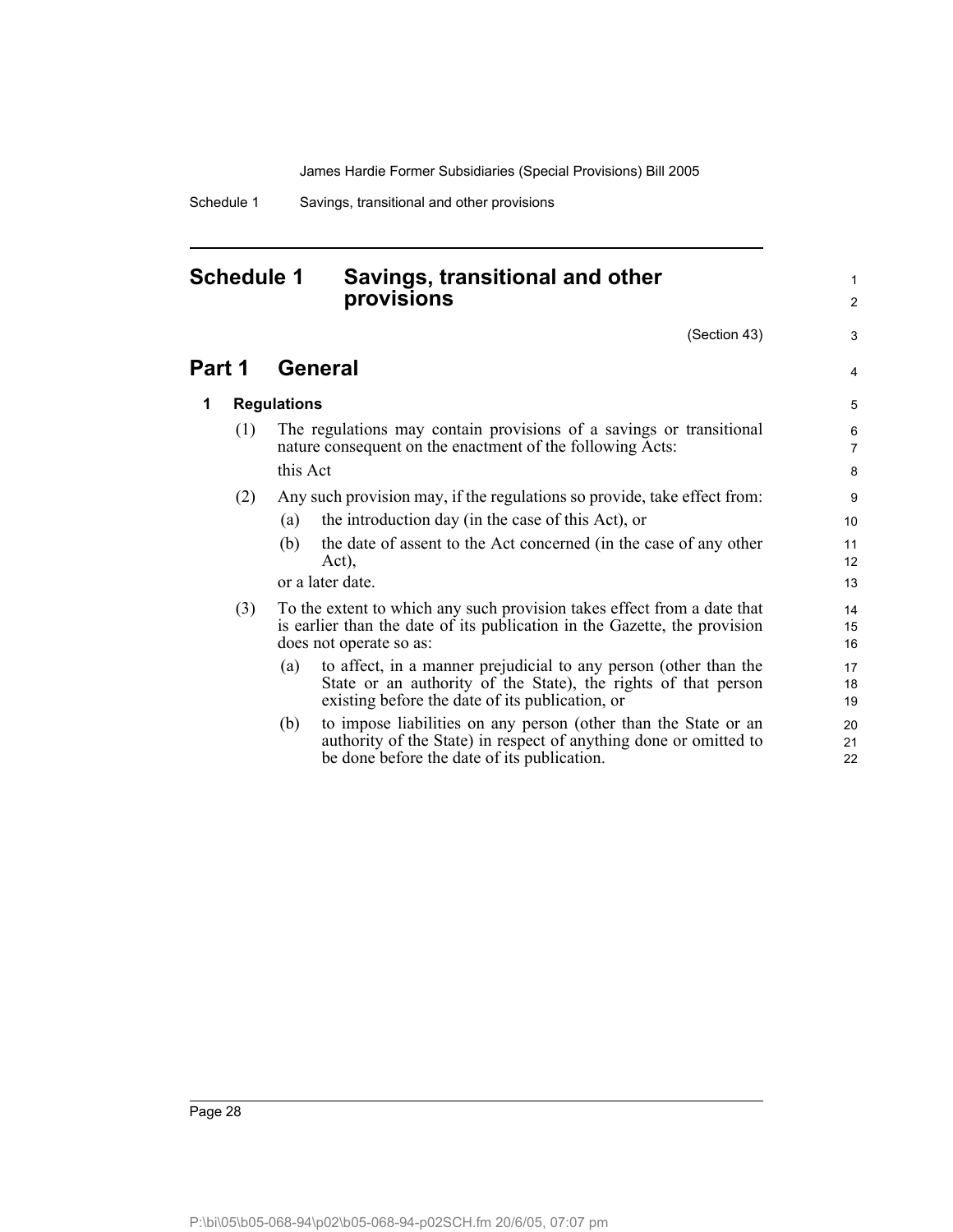# Schedule 1 Savings, transitional and other provisions

(Section 43)

## Part 1 General

### 1 Regulations

(1) The regulations may contain provisions of a savings or transitional nature consequent on the enactment of the following Acts:

this Act

(2) Any such provision may, if the regulations so provide, take effect from:

(a) the introduction day (in the case of this Act), or

(b) the date of assent to the Act concerned (in the case of any other Act),

or a later date.

(3) To the extent to which any such provision takes effect from a date that is earlier than the date of its publication in the Gazette, the provision does not operate so as:

(a) to affect, in a manner prejudicial to any person (other than the State or an authority of the State), the rights of that person existing before the date of its publication, or

(b) to impose liabilities on any person (other than the State or an authority of the State) in respect of anything done or omitted to be done before the date of its publication.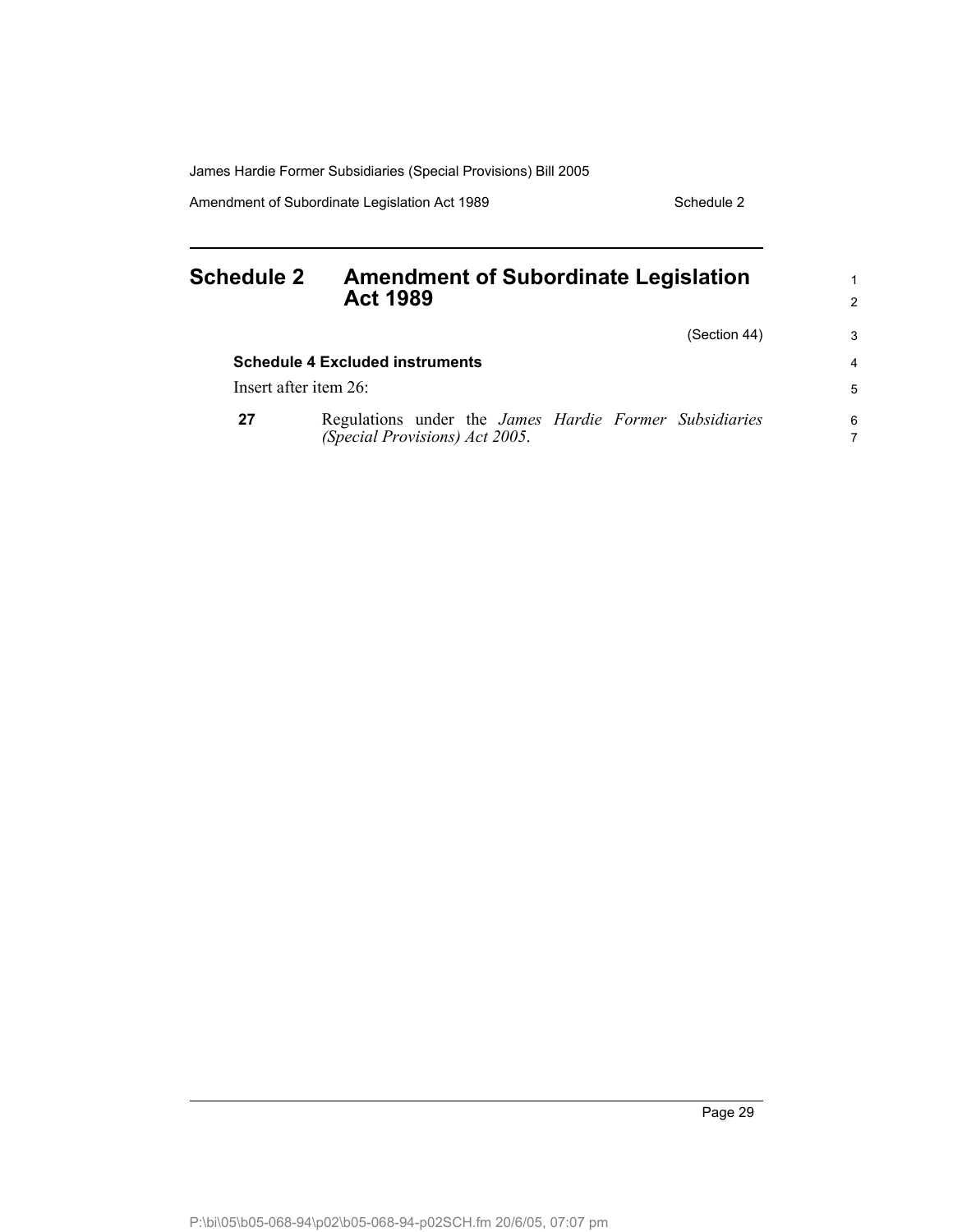# Schedule 2 Amendment of Subordinate Legislation Act 1989

(Section 44)

**Schedule 4 Excluded instruments**

Insert after item 26:

**27** Regulations under the *James Hardie Former Subsidiaries (Special Provisions) Act 2005*.